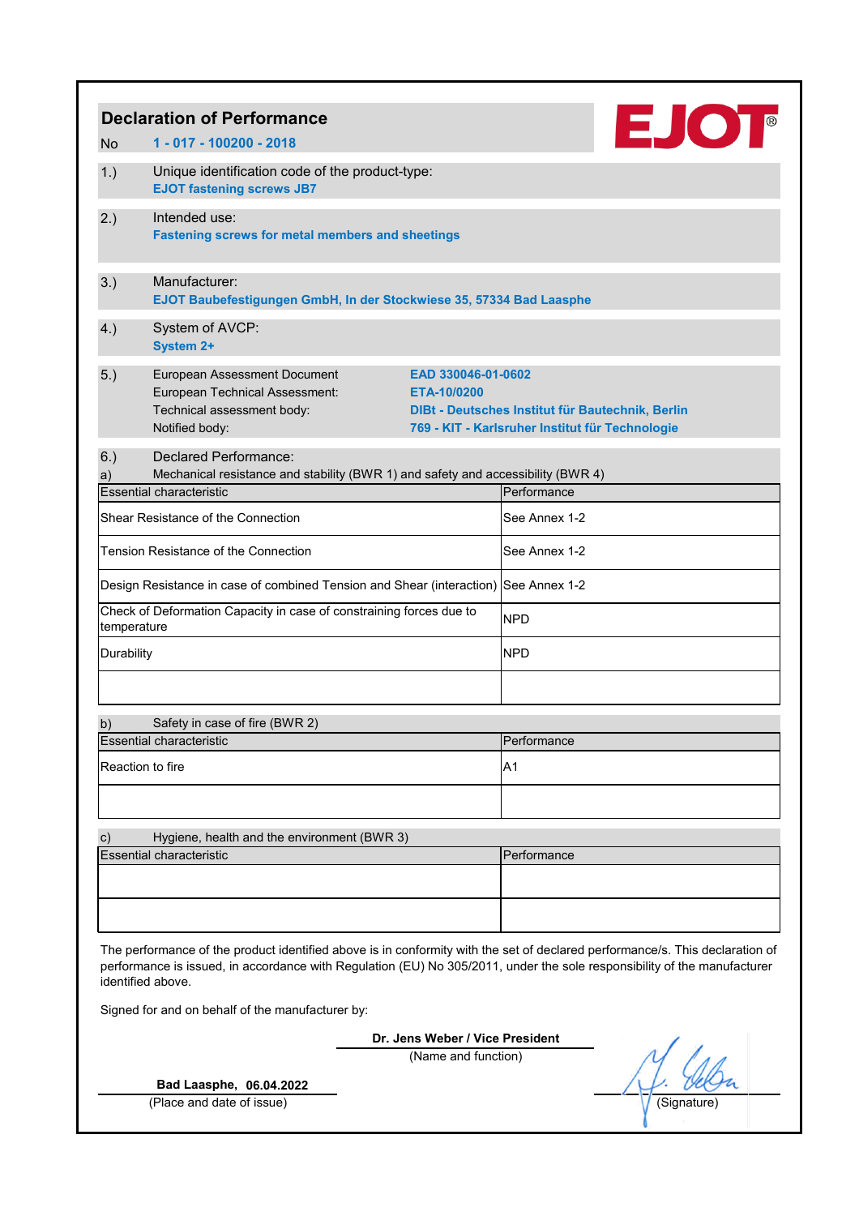# Declaration of Performance

No **1 - 017 - 100200 - 2018**

EJOT®

1.) Unique identification code of the product-type:
**EJOT fastening screws JB7**

2.) Intended use:
**Fastening screws for metal members and sheetings**

3.) Manufacturer:
**EJOT Baubefestigungen GmbH, In der Stockwiese 35, 57334 Bad Laasphe**

4.) System of AVCP:
**System 2+**

5.)

| | |
|---|---|
| European Assessment Document | **EAD 330046-01-0602** |
| European Technical Assessment: | **ETA-10/0200** |
| Technical assessment body: | **DIBt - Deutsches Institut für Bautechnik, Berlin** |
| Notified body: | **769 - KIT - Karlsruher Institut für Technologie** |

6.) Declared Performance:

a) Mechanical resistance and stability (BWR 1) and safety and accessibility (BWR 4)

| Essential characteristic | Performance |
|---|---|
| Shear Resistance of the Connection | See Annex 1-2 |
| Tension Resistance of the Connection | See Annex 1-2 |
| Design Resistance in case of combined Tension and Shear (interaction) | See Annex 1-2 |
| Check of Deformation Capacity in case of constraining forces due to temperature | NPD |
| Durability | NPD |
| | |

b) Safety in case of fire (BWR 2)

| Essential characteristic | Performance |
|---|---|
| Reaction to fire | A1 |
| | |

c) Hygiene, health and the environment (BWR 3)

| Essential characteristic | Performance |
|---|---|
| | |
| | |

The performance of the product identified above is in conformity with the set of declared performance/s. This declaration of performance is issued, in accordance with Regulation (EU) No 305/2011, under the sole responsibility of the manufacturer identified above.

Signed for and on behalf of the manufacturer by:

**Dr. Jens Weber / Vice President**
(Name and function)

**Bad Laasphe, 06.04.2022**
(Place and date of issue)

(Signature)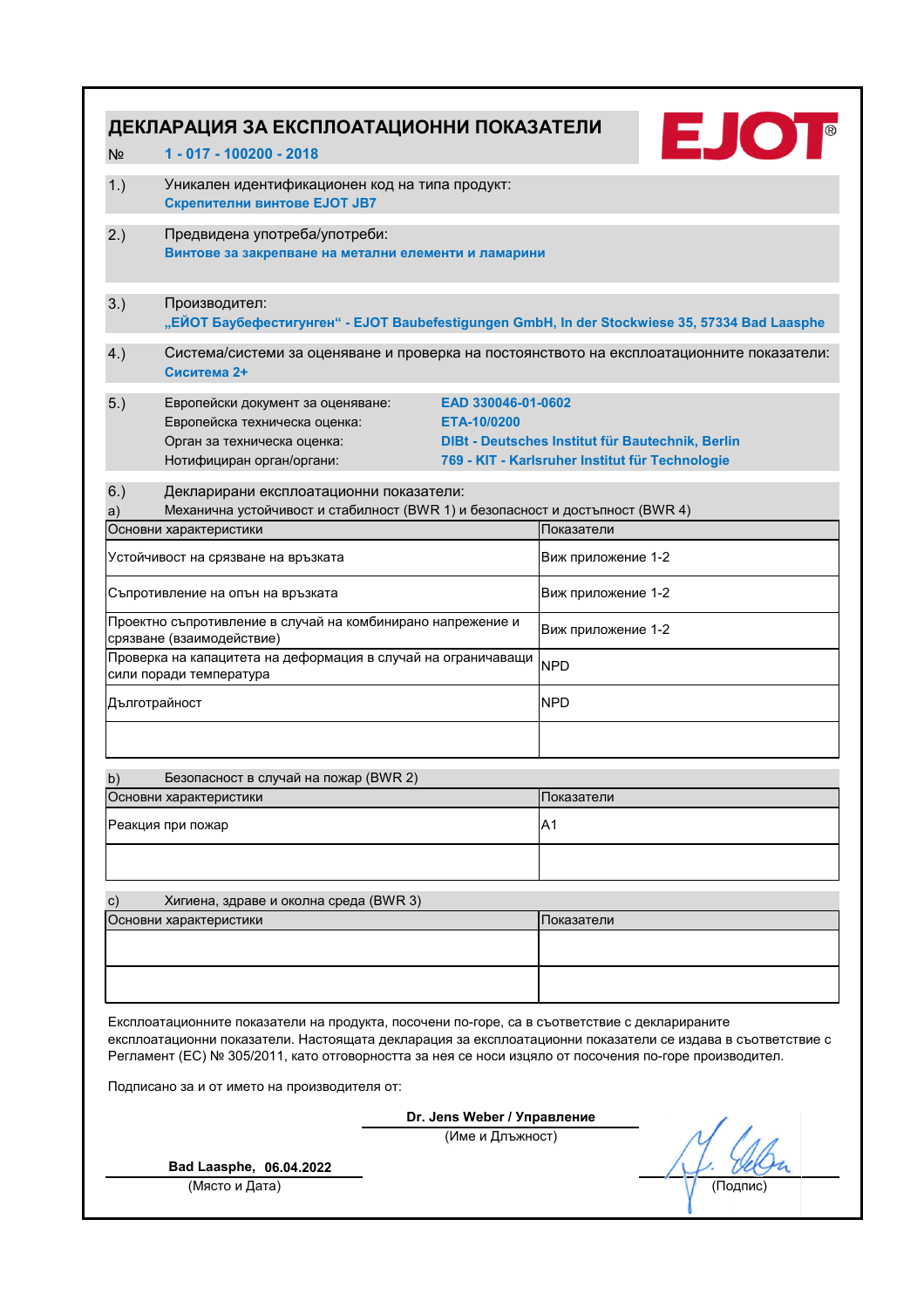# ДЕКЛАРАЦИЯ ЗА ЕКСПЛОАТАЦИОННИ ПОКАЗАТЕЛИ

EJOT®

№ **1 - 017 - 100200 - 2018**

1.) Уникален идентификационен код на типа продукт:
**Скрепителни винтове EJOT JB7**

2.) Предвидена употреба/употреби:
**Винтове за закрепване на метални елементи и ламарини**

3.) Производител:
**„ЕЙОТ Баубефестигунген“ - EJOT Baubefestigungen GmbH, In der Stockwiese 35, 57334 Bad Laasphe**

4.) Система/системи за оценяване и проверка на постоянството на експлоатационните показатели:
**Сиситема 2+**

5.)

| | |
|---|---|
| Европейски документ за оценяване: | **EAD 330046-01-0602** |
| Европейска техническа оценка: | **ETA-10/0200** |
| Орган за техническа оценка: | **DIBt - Deutsches Institut für Bautechnik, Berlin** |
| Нотифициран орган/органи: | **769 - KIT - Karlsruher Institut für Technologie** |

6.) Декларирани експлоатационни показатели:

a) Механична устойчивост и стабилност (BWR 1) и безопасност и достъпност (BWR 4)

| Основни характеристики | Показатели |
|---|---|
| Устойчивост на срязване на връзката | Виж приложение 1-2 |
| Съпротивление на опън на връзката | Виж приложение 1-2 |
| Проектно съпротивление в случай на комбинирано напрежение и срязване (взаимодействие) | Виж приложение 1-2 |
| Проверка на капацитета на деформация в случай на ограничаващи сили поради температура | NPD |
| Дълготрайност | NPD |
| | |

b) Безопасност в случай на пожар (BWR 2)

| Основни характеристики | Показатели |
|---|---|
| Реакция при пожар | A1 |
| | |

c) Хигиена, здраве и околна среда (BWR 3)

| Основни характеристики | Показатели |
|---|---|
| | |
| | |

Експлоатационните показатели на продукта, посочени по-горе, са в съответствие с декларираните експлоатационни показатели. Настоящата декларация за експлоатационни показатели се издава в съответствие с Регламент (ЕС) № 305/2011, като отговорността за нея се носи изцяло от посочения по-горе производител.

Подписано за и от името на производителя от:

**Dr. Jens Weber / Управление**
(Име и Длъжност)

**Bad Laasphe, 06.04.2022**
(Място и Дата)

(Подпис)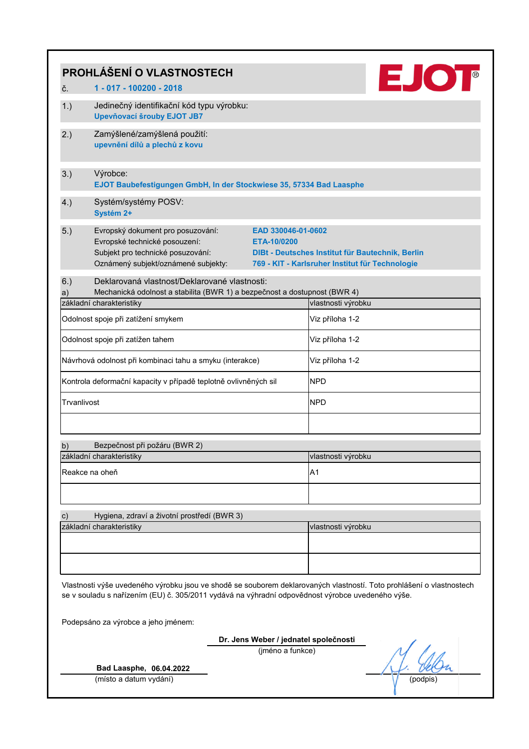# PROHLÁŠENÍ O VLASTNOSTECH

č. **1 - 017 - 100200 - 2018**

EJOT®

1.) Jedinečný identifikační kód typu výrobku:
**Upevňovací šrouby EJOT JB7**

2.) Zamýšlené/zamýšlená použití:
**upevnění dílů a plechů z kovu**

3.) Výrobce:
**EJOT Baubefestigungen GmbH, In der Stockwiese 35, 57334 Bad Laasphe**

4.) Systém/systémy POSV:
**Systém 2+**

5.)

| | |
|---|---|
| Evropský dokument pro posuzování: | **EAD 330046-01-0602** |
| Evropské technické posouzení: | **ETA-10/0200** |
| Subjekt pro technické posuzování: | **DIBt - Deutsches Institut für Bautechnik, Berlin** |
| Oznámený subjekt/oznámené subjekty: | **769 - KIT - Karlsruher Institut für Technologie** |

6.) Deklarovaná vlastnost/Deklarované vlastnosti:

a) Mechanická odolnost a stabilita (BWR 1) a bezpečnost a dostupnost (BWR 4)

| základní charakteristiky | vlastnosti výrobku |
|---|---|
| Odolnost spoje při zatížení smykem | Viz příloha 1-2 |
| Odolnost spoje při zatížen tahem | Viz příloha 1-2 |
| Návrhová odolnost při kombinaci tahu a smyku (interakce) | Viz příloha 1-2 |
| Kontrola deformační kapacity v případě teplotně ovlivněných sil | NPD |
| Trvanlivost | NPD |
| | |

b) Bezpečnost při požáru (BWR 2)

| základní charakteristiky | vlastnosti výrobku |
|---|---|
| Reakce na oheň | A1 |
| | |

c) Hygiena, zdraví a životní prostředí (BWR 3)

| základní charakteristiky | vlastnosti výrobku |
|---|---|
| | |
| | |

Vlastnosti výše uvedeného výrobku jsou ve shodě se souborem deklarovaných vlastností. Toto prohlášení o vlastnostech se v souladu s nařízením (EU) č. 305/2011 vydává na výhradní odpovědnost výrobce uvedeného výše.

Podepsáno za výrobce a jeho jménem:

**Dr. Jens Weber / jednatel společnosti**
(jméno a funkce)

**Bad Laasphe, 06.04.2022**
(místo a datum vydání)

(podpis)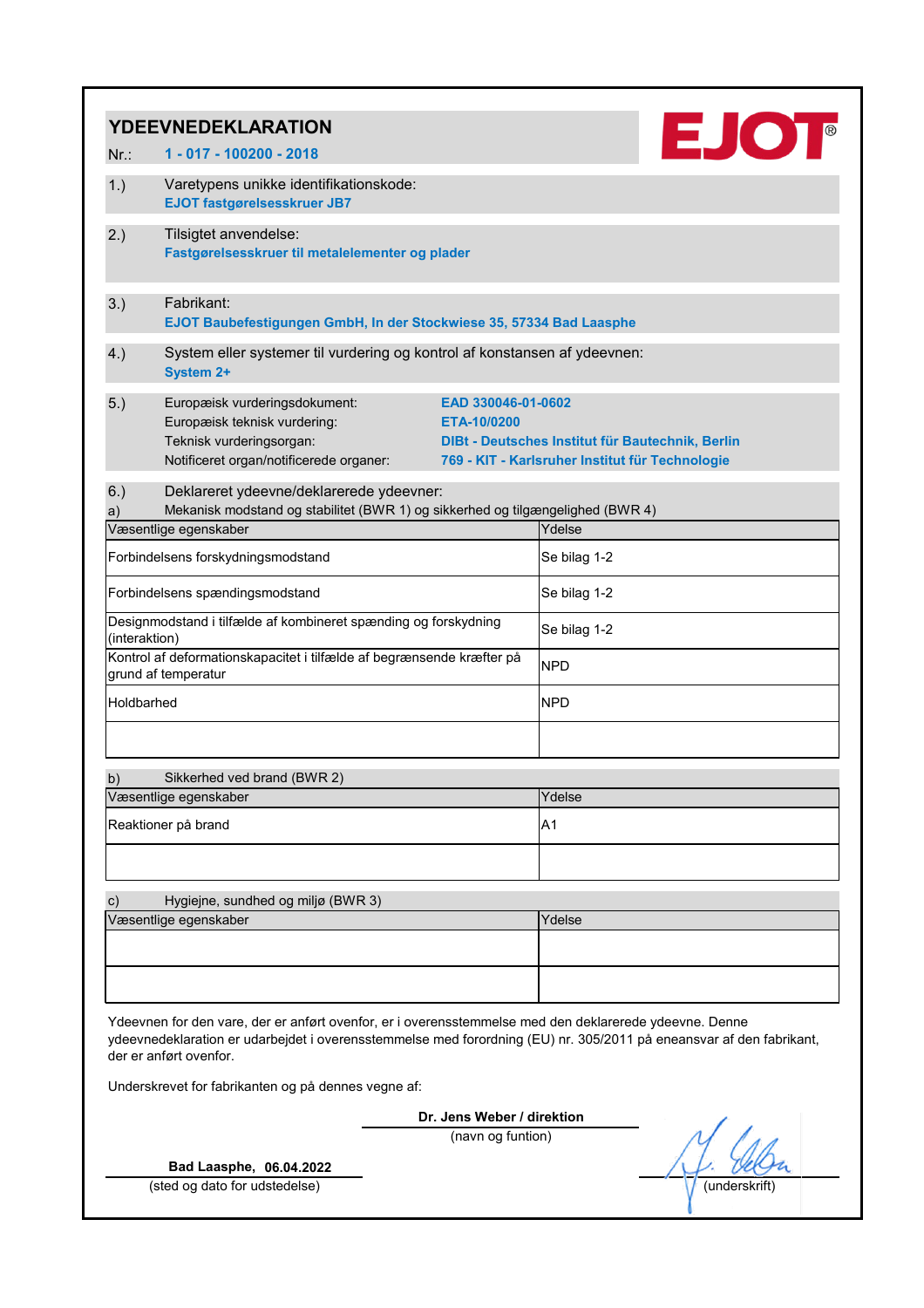# YDEEVNEDEKLARATION

Nr.: **1 - 017 - 100200 - 2018**

EJOT®

1.) Varetypens unikke identifikationskode:
**EJOT fastgørelsesskruer JB7**

2.) Tilsigtet anvendelse:
**Fastgørelsesskruer til metalelementer og plader**

3.) Fabrikant:
**EJOT Baubefestigungen GmbH, In der Stockwiese 35, 57334 Bad Laasphe**

4.) System eller systemer til vurdering og kontrol af konstansen af ydeevnen:
**System 2+**

5.)

| | |
|---|---|
| Europæisk vurderingsdokument: | **EAD 330046-01-0602** |
| Europæisk teknisk vurdering: | **ETA-10/0200** |
| Teknisk vurderingsorgan: | **DIBt - Deutsches Institut für Bautechnik, Berlin** |
| Notificeret organ/notificerede organer: | **769 - KIT - Karlsruher Institut für Technologie** |

6.) Deklareret ydeevne/deklarerede ydeevner:

a) Mekanisk modstand og stabilitet (BWR 1) og sikkerhed og tilgængelighed (BWR 4)

| Væsentlige egenskaber | Ydelse |
|---|---|
| Forbindelsens forskydningsmodstand | Se bilag 1-2 |
| Forbindelsens spændingsmodstand | Se bilag 1-2 |
| Designmodstand i tilfælde af kombineret spænding og forskydning (interaktion) | Se bilag 1-2 |
| Kontrol af deformationskapacitet i tilfælde af begrænsende kræfter på grund af temperatur | NPD |
| Holdbarhed | NPD |
| | |

b) Sikkerhed ved brand (BWR 2)

| Væsentlige egenskaber | Ydelse |
|---|---|
| Reaktioner på brand | A1 |
| | |

c) Hygiejne, sundhed og miljø (BWR 3)

| Væsentlige egenskaber | Ydelse |
|---|---|
| | |
| | |

Ydeevnen for den vare, der er anført ovenfor, er i overensstemmelse med den deklarerede ydeevne. Denne ydeevnedeklaration er udarbejdet i overensstemmelse med forordning (EU) nr. 305/2011 på eneansvar af den fabrikant, der er anført ovenfor.

Underskrevet for fabrikanten og på dennes vegne af:

**Dr. Jens Weber / direktion**
(navn og funtion)

**Bad Laasphe, 06.04.2022**
(sted og dato for udstedelse)

(underskrift)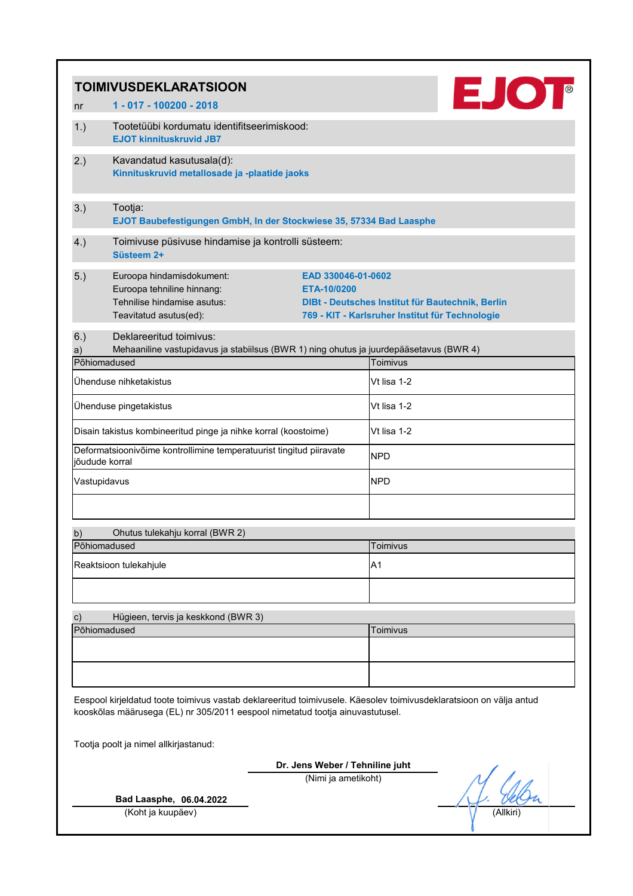# TOIMIVUSDEKLARATSIOON

nr **1 - 017 - 100200 - 2018**

EJOT®

1.) Tootetüübi kordumatu identifitseerimiskood:
**EJOT kinnituskruvid JB7**

2.) Kavandatud kasutusala(d):
**Kinnituskruvid metallosade ja -plaatide jaoks**

3.) Tootja:
**EJOT Baubefestigungen GmbH, In der Stockwiese 35, 57334 Bad Laasphe**

4.) Toimivuse püsivuse hindamise ja kontrolli süsteem:
**Süsteem 2+**

5.)

| | |
|---|---|
| Euroopa hindamisdokument: | **EAD 330046-01-0602** |
| Euroopa tehniline hinnang: | **ETA-10/0200** |
| Tehnilise hindamise asutus: | **DIBt - Deutsches Institut für Bautechnik, Berlin** |
| Teavitatud asutus(ed): | **769 - KIT - Karlsruher Institut für Technologie** |

6.) Deklareeritud toimivus:

a) Mehaaniline vastupidavus ja stabiilsus (BWR 1) ning ohutus ja juurdepääsetavus (BWR 4)

| Põhiomadused | Toimivus |
|---|---|
| Ühenduse nihketakistus | Vt lisa 1-2 |
| Ühenduse pingetakistus | Vt lisa 1-2 |
| Disain takistus kombineeritud pinge ja nihke korral (koostoime) | Vt lisa 1-2 |
| Deformatsioonivõime kontrollimine temperatuurist tingitud piiravate jõudude korral | NPD |
| Vastupidavus | NPD |
| | |

b) Ohutus tulekahju korral (BWR 2)

| Põhiomadused | Toimivus |
|---|---|
| Reaktsioon tulekahjule | A1 |
| | |

c) Hügieen, tervis ja keskkond (BWR 3)

| Põhiomadused | Toimivus |
|---|---|
| | |
| | |

Eespool kirjeldatud toote toimivus vastab deklareeritud toimivusele. Käesolev toimivusdeklaratsioon on välja antud kooskõlas määrusega (EL) nr 305/2011 eespool nimetatud tootja ainuvastutusel.

Tootja poolt ja nimel allkirjastanud:

**Dr. Jens Weber / Tehniline juht**
(Nimi ja ametikoht)

**Bad Laasphe, 06.04.2022**
(Koht ja kuupäev)

(Allkiri)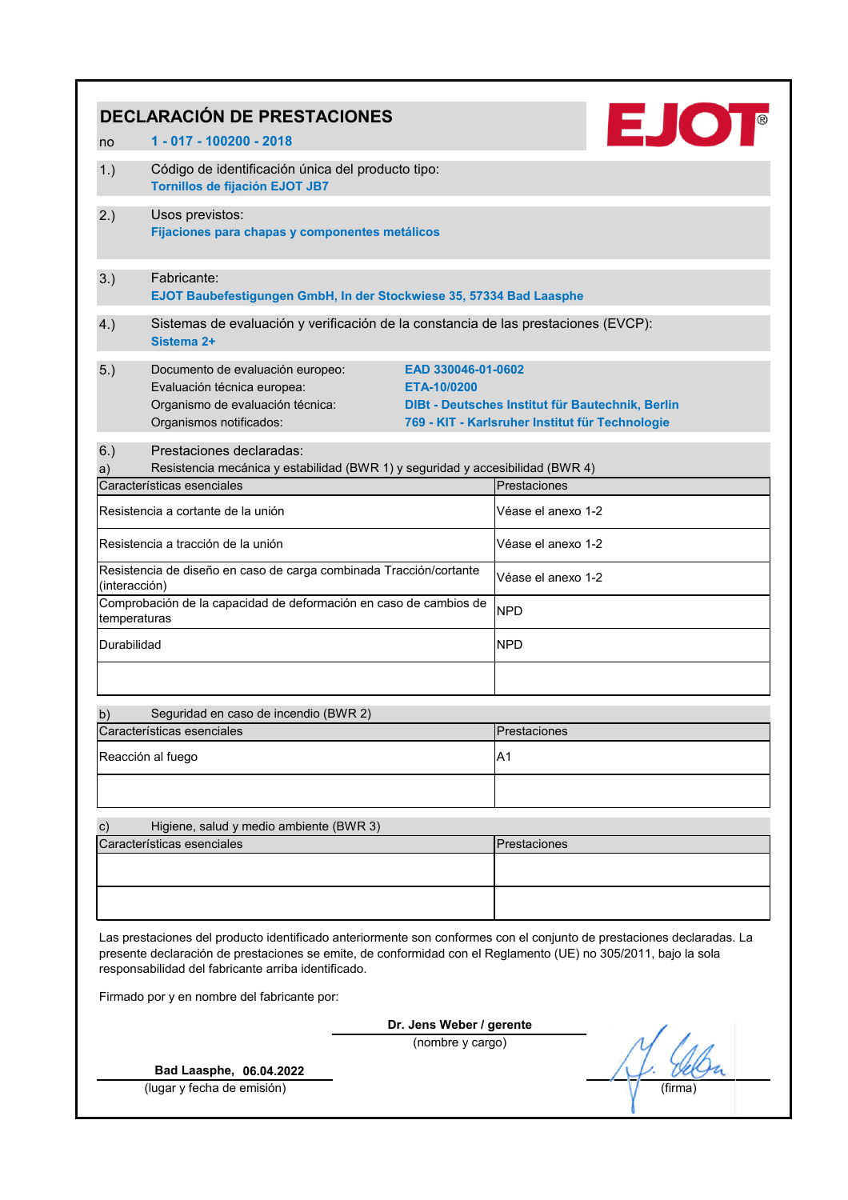# DECLARACIÓN DE PRESTACIONES

no **1 - 017 - 100200 - 2018**

EJOT®

1.) Código de identificación única del producto tipo:
**Tornillos de fijación EJOT JB7**

2.) Usos previstos:
**Fijaciones para chapas y componentes metálicos**

3.) Fabricante:
**EJOT Baubefestigungen GmbH, In der Stockwiese 35, 57334 Bad Laasphe**

4.) Sistemas de evaluación y verificación de la constancia de las prestaciones (EVCP):
**Sistema 2+**

5.)

| | |
|---|---|
| Documento de evaluación europeo: | **EAD 330046-01-0602** |
| Evaluación técnica europea: | **ETA-10/0200** |
| Organismo de evaluación técnica: | **DIBt - Deutsches Institut für Bautechnik, Berlin** |
| Organismos notificados: | **769 - KIT - Karlsruher Institut für Technologie** |

6.) Prestaciones declaradas:

a) Resistencia mecánica y estabilidad (BWR 1) y seguridad y accesibilidad (BWR 4)

| Características esenciales | Prestaciones |
|---|---|
| Resistencia a cortante de la unión | Véase el anexo 1-2 |
| Resistencia a tracción de la unión | Véase el anexo 1-2 |
| Resistencia de diseño en caso de carga combinada Tracción/cortante (interacción) | Véase el anexo 1-2 |
| Comprobación de la capacidad de deformación en caso de cambios de temperaturas | NPD |
| Durabilidad | NPD |
| | |

b) Seguridad en caso de incendio (BWR 2)

| Características esenciales | Prestaciones |
|---|---|
| Reacción al fuego | A1 |
| | |

c) Higiene, salud y medio ambiente (BWR 3)

| Características esenciales | Prestaciones |
|---|---|
| | |
| | |

Las prestaciones del producto identificado anteriormente son conformes con el conjunto de prestaciones declaradas. La presente declaración de prestaciones se emite, de conformidad con el Reglamento (UE) no 305/2011, bajo la sola responsabilidad del fabricante arriba identificado.

Firmado por y en nombre del fabricante por:

**Dr. Jens Weber / gerente**
(nombre y cargo)

**Bad Laasphe, 06.04.2022**
(lugar y fecha de emisión)

(firma)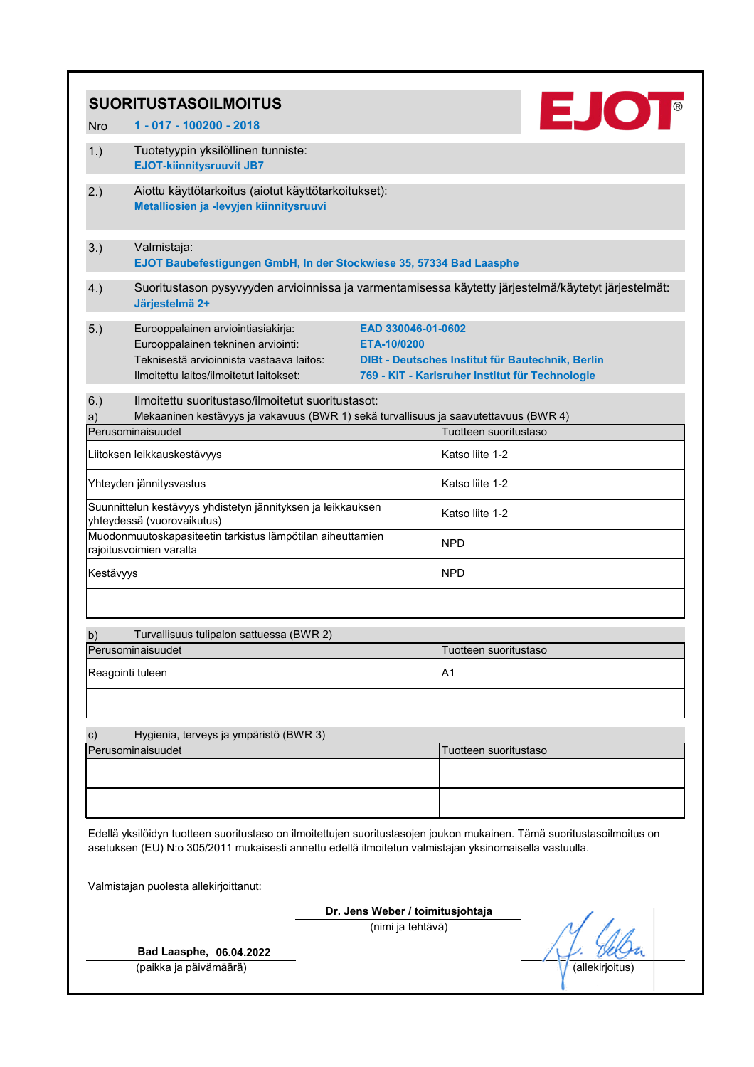# SUORITUSTASOILMOITUS

Nro **1 - 017 - 100200 - 2018**

EJOT®

1.) Tuotetyypin yksilöllinen tunniste:
**EJOT-kiinnitysruuvit JB7**

2.) Aiottu käyttötarkoitus (aiotut käyttötarkoitukset):
**Metalliosien ja -levyjen kiinnitysruuvi**

3.) Valmistaja:
**EJOT Baubefestigungen GmbH, In der Stockwiese 35, 57334 Bad Laasphe**

4.) Suoritustason pysyvyyden arvioinnissa ja varmentamisessa käytetty järjestelmä/käytetyt järjestelmät:
**Järjestelmä 2+**

5.)

| | |
|---|---|
| Eurooppalainen arviointiasiakirja: | **EAD 330046-01-0602** |
| Eurooppalainen tekninen arviointi: | **ETA-10/0200** |
| Teknisestä arvioinnista vastaava laitos: | **DIBt - Deutsches Institut für Bautechnik, Berlin** |
| Ilmoitettu laitos/ilmoitetut laitokset: | **769 - KIT - Karlsruher Institut für Technologie** |

6.) Ilmoitettu suoritustaso/ilmoitetut suoritustasot:

a) Mekaaninen kestävyys ja vakavuus (BWR 1) sekä turvallisuus ja saavutettavuus (BWR 4)

| Perusominaisuudet | Tuotteen suoritustaso |
|---|---|
| Liitoksen leikkauskestävyys | Katso liite 1-2 |
| Yhteyden jännitysvastus | Katso liite 1-2 |
| Suunnittelun kestävyys yhdistetyn jännityksen ja leikkauksen yhteydessä (vuorovaikutus) | Katso liite 1-2 |
| Muodonmuutoskapasiteetin tarkistus lämpötilan aiheuttamien rajoitusvoimien varalta | NPD |
| Kestävyys | NPD |
| | |

b) Turvallisuus tulipalon sattuessa (BWR 2)

| Perusominaisuudet | Tuotteen suoritustaso |
|---|---|
| Reagointi tuleen | A1 |
| | |

c) Hygienia, terveys ja ympäristö (BWR 3)

| Perusominaisuudet | Tuotteen suoritustaso |
|---|---|
| | |
| | |

Edellä yksilöidyn tuotteen suoritustaso on ilmoitettujen suoritustasojen joukon mukainen. Tämä suoritustasoilmoitus on asetuksen (EU) N:o 305/2011 mukaisesti annettu edellä ilmoitetun valmistajan yksinomaisella vastuulla.

Valmistajan puolesta allekirjoittanut:

**Dr. Jens Weber / toimitusjohtaja**
(nimi ja tehtävä)

**Bad Laasphe, 06.04.2022**
(paikka ja päivämäärä)

(allekirjoitus)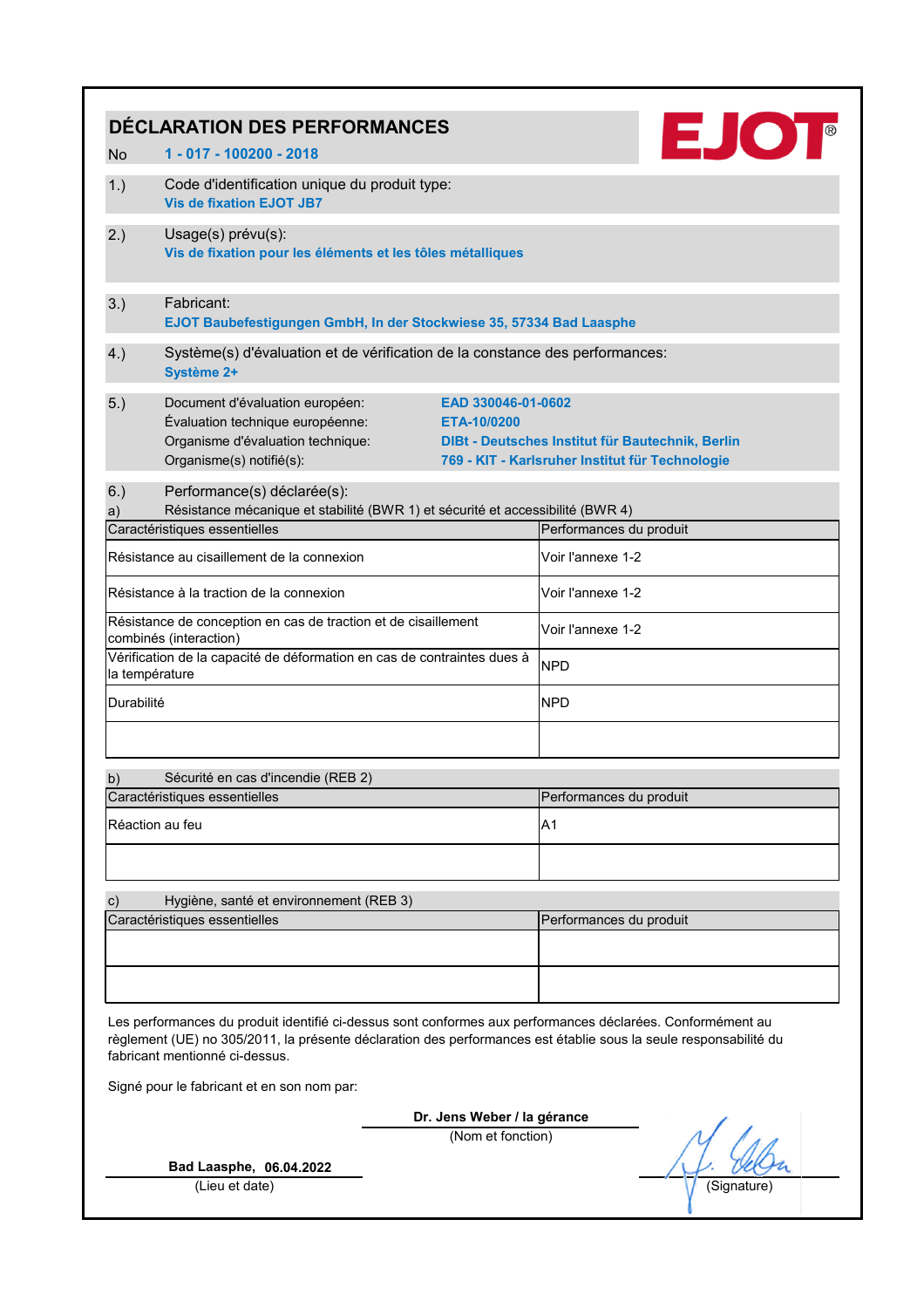# DÉCLARATION DES PERFORMANCES

No **1 - 017 - 100200 - 2018**

EJOT®

1.) Code d'identification unique du produit type:
**Vis de fixation EJOT JB7**

2.) Usage(s) prévu(s):
**Vis de fixation pour les éléments et les tôles métalliques**

3.) Fabricant:
**EJOT Baubefestigungen GmbH, In der Stockwiese 35, 57334 Bad Laasphe**

4.) Système(s) d'évaluation et de vérification de la constance des performances:
**Système 2+**

5.)

| | |
|---|---|
| Document d'évaluation européen: | **EAD 330046-01-0602** |
| Évaluation technique européenne: | **ETA-10/0200** |
| Organisme d'évaluation technique: | **DIBt - Deutsches Institut für Bautechnik, Berlin** |
| Organisme(s) notifié(s): | **769 - KIT - Karlsruher Institut für Technologie** |

6.) Performance(s) déclarée(s):

a) Résistance mécanique et stabilité (BWR 1) et sécurité et accessibilité (BWR 4)

| Caractéristiques essentielles | Performances du produit |
|---|---|
| Résistance au cisaillement de la connexion | Voir l'annexe 1-2 |
| Résistance à la traction de la connexion | Voir l'annexe 1-2 |
| Résistance de conception en cas de traction et de cisaillement combinés (interaction) | Voir l'annexe 1-2 |
| Vérification de la capacité de déformation en cas de contraintes dues à la température | NPD |
| Durabilité | NPD |
| | |

b) Sécurité en cas d'incendie (REB 2)

| Caractéristiques essentielles | Performances du produit |
|---|---|
| Réaction au feu | A1 |
| | |

c) Hygiène, santé et environnement (REB 3)

| Caractéristiques essentielles | Performances du produit |
|---|---|
| | |
| | |

Les performances du produit identifié ci-dessus sont conformes aux performances déclarées. Conformément au règlement (UE) no 305/2011, la présente déclaration des performances est établie sous la seule responsabilité du fabricant mentionné ci-dessus.

Signé pour le fabricant et en son nom par:

**Dr. Jens Weber / la gérance**
(Nom et fonction)

**Bad Laasphe, 06.04.2022**
(Lieu et date)

(Signature)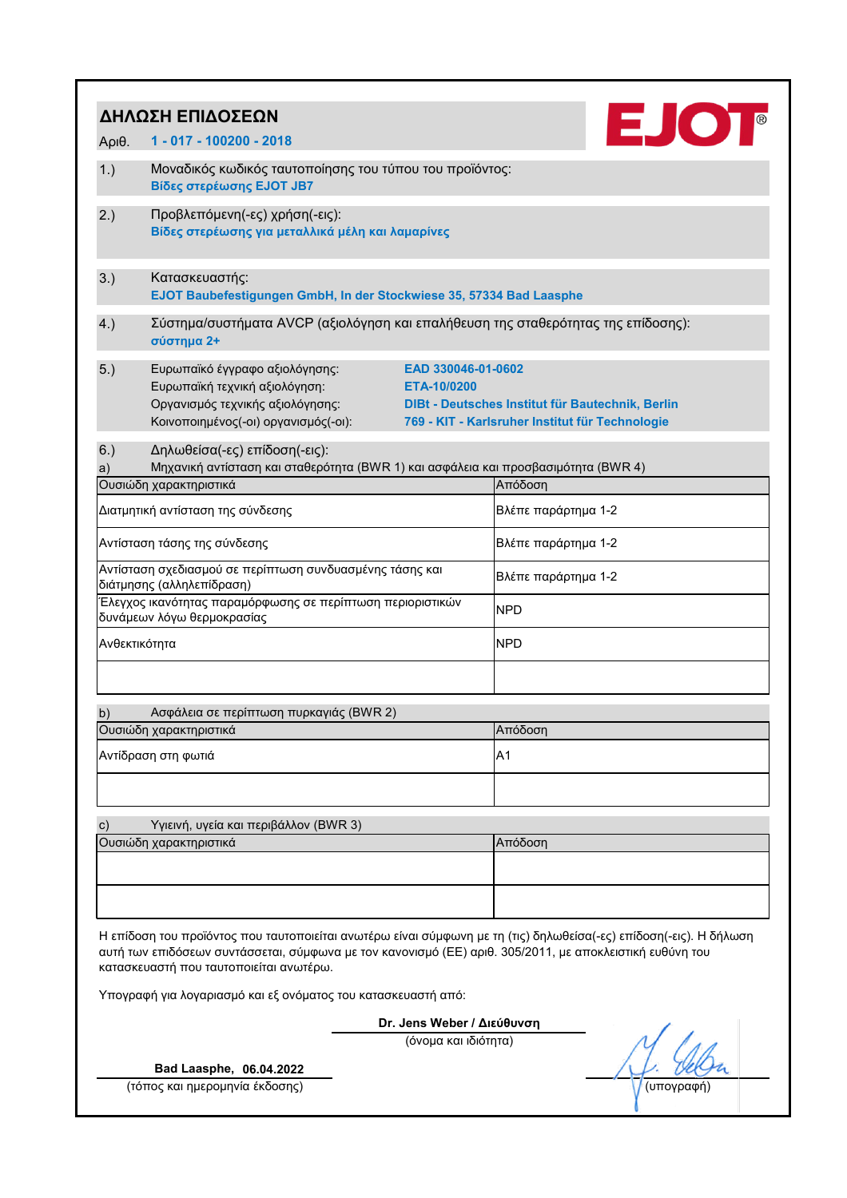# ΔΗΛΩΣΗ ΕΠΙΔΟΣΕΩΝ

Αριθ. **1 - 017 - 100200 - 2018**

**EJOT®**

1.) Μοναδικός κωδικός ταυτοποίησης του τύπου του προϊόντος:
**Βίδες στερέωσης EJOT JB7**

2.) Προβλεπόμενη(-ες) χρήση(-εις):
**Βίδες στερέωσης για μεταλλικά μέλη και λαμαρίνες**

3.) Κατασκευαστής:
**EJOT Baubefestigungen GmbH, In der Stockwiese 35, 57334 Bad Laasphe**

4.) Σύστημα/συστήματα AVCP (αξιολόγηση και επαλήθευση της σταθερότητας της επίδοσης):
**σύστημα 2+**

5.)

| | |
|---|---|
| Ευρωπαϊκό έγγραφο αξιολόγησης: | **EAD 330046-01-0602** |
| Ευρωπαϊκή τεχνική αξιολόγηση: | **ETA-10/0200** |
| Οργανισμός τεχνικής αξιολόγησης: | **DIBt - Deutsches Institut für Bautechnik, Berlin** |
| Κοινοποιημένος(-οι) οργανισμός(-οι): | **769 - KIT - Karlsruher Institut für Technologie** |

6.) Δηλωθείσα(-ες) επίδοση(-εις):

a) Μηχανική αντίσταση και σταθερότητα (BWR 1) και ασφάλεια και προσβασιμότητα (BWR 4)

| Ουσιώδη χαρακτηριστικά | Απόδοση |
|---|---|
| Διατμητική αντίσταση της σύνδεσης | Βλέπε παράρτημα 1-2 |
| Αντίσταση τάσης της σύνδεσης | Βλέπε παράρτημα 1-2 |
| Αντίσταση σχεδιασμού σε περίπτωση συνδυασμένης τάσης και διάτμησης (αλληλεπίδραση) | Βλέπε παράρτημα 1-2 |
| Έλεγχος ικανότητας παραμόρφωσης σε περίπτωση περιοριστικών δυνάμεων λόγω θερμοκρασίας | NPD |
| Ανθεκτικότητα | NPD |
| | |

b) Ασφάλεια σε περίπτωση πυρκαγιάς (BWR 2)

| Ουσιώδη χαρακτηριστικά | Απόδοση |
|---|---|
| Αντίδραση στη φωτιά | A1 |
| | |

c) Υγιεινή, υγεία και περιβάλλον (BWR 3)

| Ουσιώδη χαρακτηριστικά | Απόδοση |
|---|---|
| | |
| | |

Η επίδοση του προϊόντος που ταυτοποιείται ανωτέρω είναι σύμφωνη με τη (τις) δηλωθείσα(-ες) επίδοση(-εις). Η δήλωση αυτή των επιδόσεων συντάσσεται, σύμφωνα με τον κανονισμό (ΕΕ) αριθ. 305/2011, με αποκλειστική ευθύνη του κατασκευαστή που ταυτοποιείται ανωτέρω.

Υπογραφή για λογαριασμό και εξ ονόματος του κατασκευαστή από:

**Dr. Jens Weber / Διεύθυνση**
(όνομα και ιδιότητα)

**Bad Laasphe, 06.04.2022**
(τόπος και ημερομηνία έκδοσης)

(υπογραφή)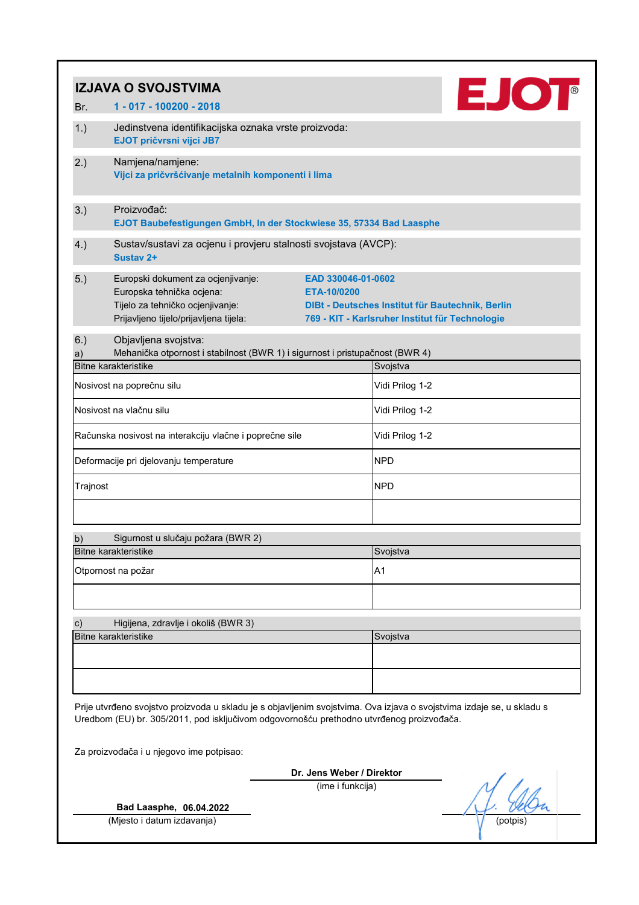# IZJAVA O SVOJSTVIMA

Br. **1 - 017 - 100200 - 2018**

EJOT®

1.) Jedinstvena identifikacijska oznaka vrste proizvoda:
**EJOT pričvrsni vijci JB7**

2.) Namjena/namjene:
**Vijci za pričvršćivanje metalnih komponenti i lima**

3.) Proizvođač:
**EJOT Baubefestigungen GmbH, In der Stockwiese 35, 57334 Bad Laasphe**

4.) Sustav/sustavi za ocjenu i provjeru stalnosti svojstava (AVCP):
**Sustav 2+**

5.) Europski dokument za ocjenjivanje: **EAD 330046-01-0602**
Europska tehnička ocjena: **ETA-10/0200**
Tijelo za tehničko ocjenjivanje: **DIBt - Deutsches Institut für Bautechnik, Berlin**
Prijavljeno tijelo/prijavljena tijela: **769 - KIT - Karlsruher Institut für Technologie**

6.) Objavljena svojstva:

a) Mehanička otpornost i stabilnost (BWR 1) i sigurnost i pristupačnost (BWR 4)

| Bitne karakteristike | Svojstva |
|---|---|
| Nosivost na poprečnu silu | Vidi Prilog 1-2 |
| Nosivost na vlačnu silu | Vidi Prilog 1-2 |
| Računska nosivost na interakciju vlačne i poprečne sile | Vidi Prilog 1-2 |
| Deformacije pri djelovanju temperature | NPD |
| Trajnost | NPD |
| | |

b) Sigurnost u slučaju požara (BWR 2)

| Bitne karakteristike | Svojstva |
|---|---|
| Otpornost na požar | A1 |
| | |

c) Higijena, zdravlje i okoliš (BWR 3)

| Bitne karakteristike | Svojstva |
|---|---|
| | |
| | |

Prije utvrđeno svojstvo proizvoda u skladu je s objavljenim svojstvima. Ova izjava o svojstvima izdaje se, u skladu s Uredbom (EU) br. 305/2011, pod isključivom odgovornošću prethodno utvrđenog proizvođača.

Za proizvođača i u njegovo ime potpisao:

**Dr. Jens Weber / Direktor**
(ime i funkcija)

**Bad Laasphe, 06.04.2022**
(Mjesto i datum izdavanja)

(potpis)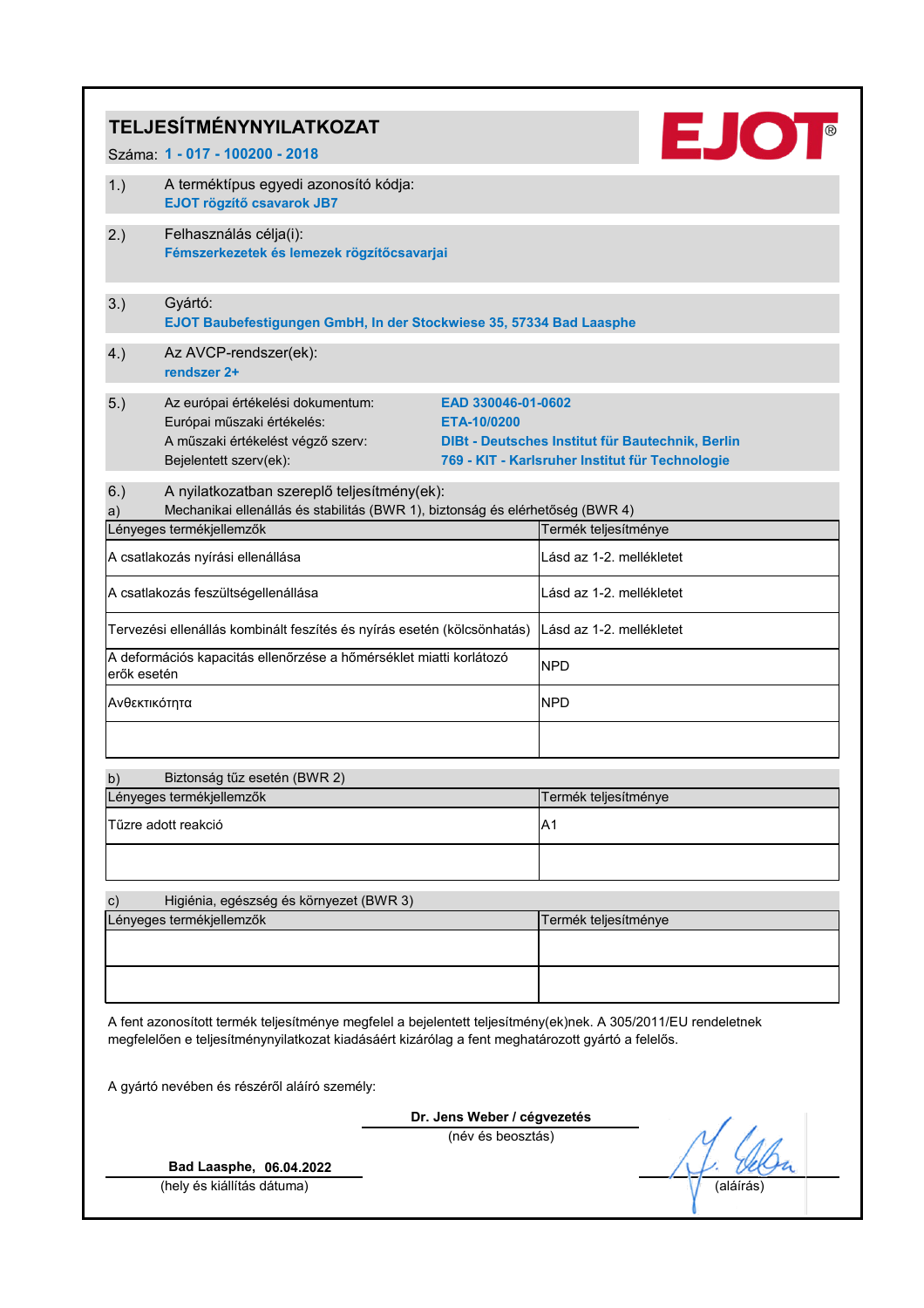# TELJESÍTMÉNYNYILATKOZAT

Száma: **1 - 017 - 100200 - 2018**

EJOT®

1.) A terméktípus egyedi azonosító kódja:
**EJOT rögzítő csavarok JB7**

2.) Felhasználás célja(i):
**Fémszerkezetek és lemezek rögzítőcsavarjai**

3.) Gyártó:
**EJOT Baubefestigungen GmbH, In der Stockwiese 35, 57334 Bad Laasphe**

4.) Az AVCP-rendszer(ek):
**rendszer 2+**

5.)

| | |
|---|---|
| Az európai értékelési dokumentum: | **EAD 330046-01-0602** |
| Európai műszaki értékelés: | **ETA-10/0200** |
| A műszaki értékelést végző szerv: | **DIBt - Deutsches Institut für Bautechnik, Berlin** |
| Bejelentett szerv(ek): | **769 - KIT - Karlsruher Institut für Technologie** |

6.) A nyilatkozatban szereplő teljesítmény(ek):

a) Mechanikai ellenállás és stabilitás (BWR 1), biztonság és elérhetőség (BWR 4)

| Lényeges termékjellemzők | Termék teljesítménye |
|---|---|
| A csatlakozás nyírási ellenállása | Lásd az 1-2. mellékletet |
| A csatlakozás feszültségellenállása | Lásd az 1-2. mellékletet |
| Tervezési ellenállás kombinált feszítés és nyírás esetén (kölcsönhatás) | Lásd az 1-2. mellékletet |
| A deformációs kapacitás ellenőrzése a hőmérséklet miatti korlátozó erők esetén | NPD |
| Ανθεκτικότητα | NPD |
| | |

b) Biztonság tűz esetén (BWR 2)

| Lényeges termékjellemzők | Termék teljesítménye |
|---|---|
| Tűzre adott reakció | A1 |
| | |

c) Higiénia, egészség és környezet (BWR 3)

| Lényeges termékjellemzők | Termék teljesítménye |
|---|---|
| | |
| | |

A fent azonosított termék teljesítménye megfelel a bejelentett teljesítmény(ek)nek. A 305/2011/EU rendeletnek megfelelően e teljesítménynyilatkozat kiadásáért kizárólag a fent meghatározott gyártó a felelős.

A gyártó nevében és részéről aláíró személy:

**Dr. Jens Weber / cégvezetés**
(név és beosztás)

**Bad Laasphe, 06.04.2022**
(hely és kiállítás dátuma)

(aláírás)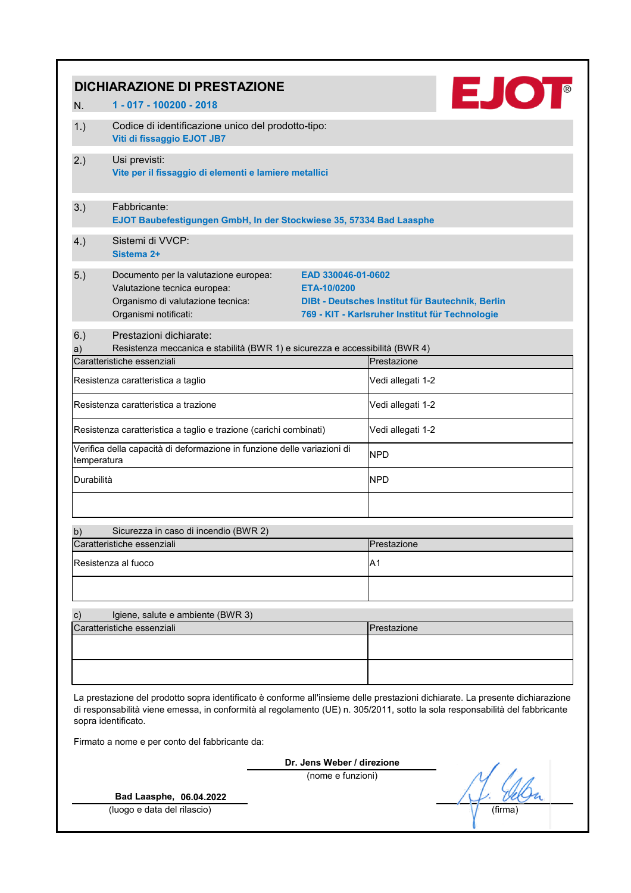# DICHIARAZIONE DI PRESTAZIONE

N. **1 - 017 - 100200 - 2018**

EJOT®

1.) Codice di identificazione unico del prodotto-tipo:
**Viti di fissaggio EJOT JB7**

2.) Usi previsti:
**Vite per il fissaggio di elementi e lamiere metallici**

3.) Fabbricante:
**EJOT Baubefestigungen GmbH, In der Stockwiese 35, 57334 Bad Laasphe**

4.) Sistemi di VVCP:
**Sistema 2+**

5.)

| | |
|---|---|
| Documento per la valutazione europea: | **EAD 330046-01-0602** |
| Valutazione tecnica europea: | **ETA-10/0200** |
| Organismo di valutazione tecnica: | **DIBt - Deutsches Institut für Bautechnik, Berlin** |
| Organismi notificati: | **769 - KIT - Karlsruher Institut für Technologie** |

6.) Prestazioni dichiarate:

a) Resistenza meccanica e stabilità (BWR 1) e sicurezza e accessibilità (BWR 4)

| Caratteristiche essenziali | Prestazione |
|---|---|
| Resistenza caratteristica a taglio | Vedi allegati 1-2 |
| Resistenza caratteristica a trazione | Vedi allegati 1-2 |
| Resistenza caratteristica a taglio e trazione (carichi combinati) | Vedi allegati 1-2 |
| Verifica della capacità di deformazione in funzione delle variazioni di temperatura | NPD |
| Durabilità | NPD |
| | |

b) Sicurezza in caso di incendio (BWR 2)

| Caratteristiche essenziali | Prestazione |
|---|---|
| Resistenza al fuoco | A1 |
| | |

c) Igiene, salute e ambiente (BWR 3)

| Caratteristiche essenziali | Prestazione |
|---|---|
| | |
| | |

La prestazione del prodotto sopra identificato è conforme all'insieme delle prestazioni dichiarate. La presente dichiarazione di responsabilità viene emessa, in conformità al regolamento (UE) n. 305/2011, sotto la sola responsabilità del fabbricante sopra identificato.

Firmato a nome e per conto del fabbricante da:

**Dr. Jens Weber / direzione**
(nome e funzioni)

**Bad Laasphe, 06.04.2022**
(luogo e data del rilascio)

(firma)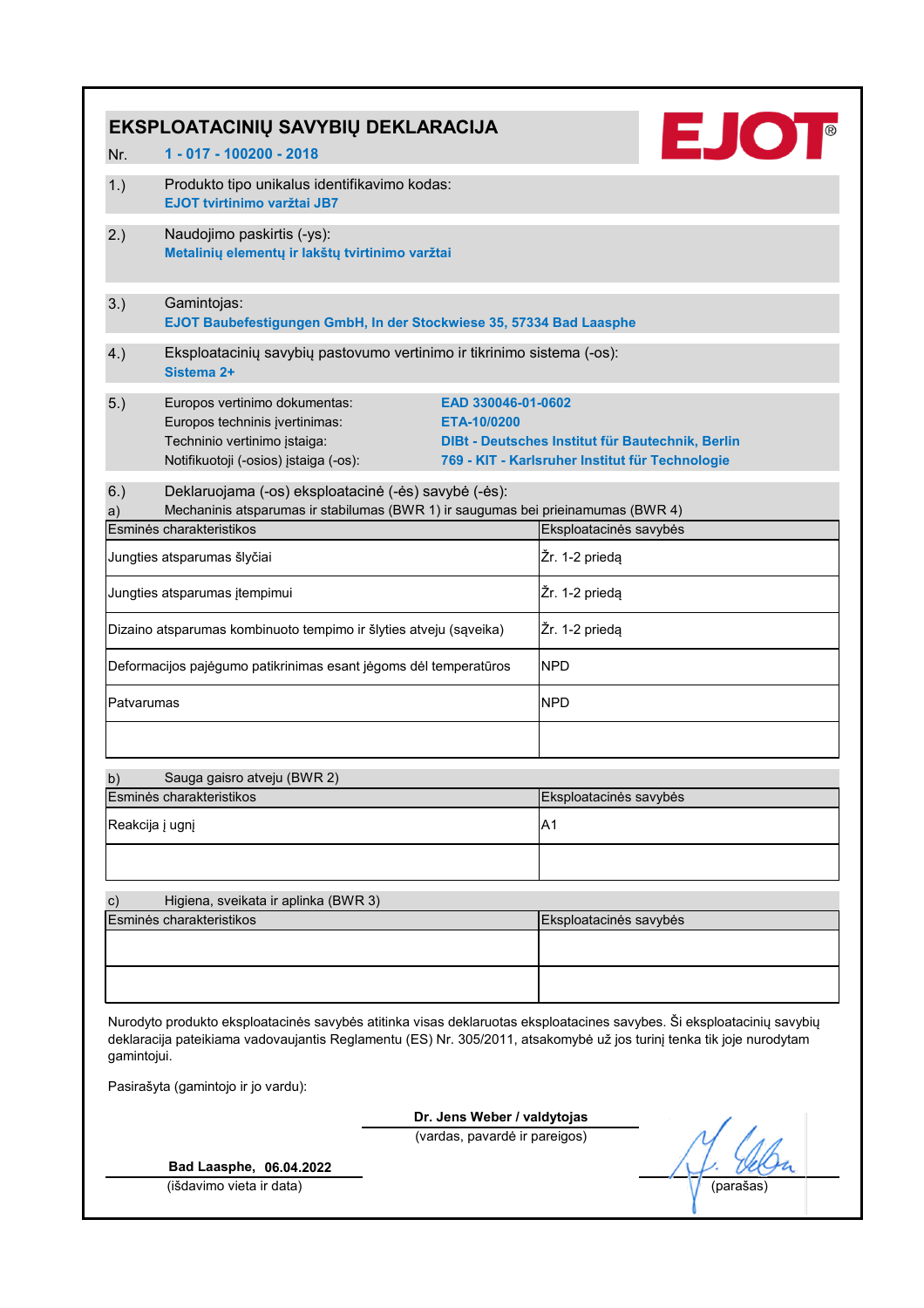# EKSPLOATACINIŲ SAVYBIŲ DEKLARACIJA

Nr. **1 - 017 - 100200 - 2018**

EJOT®

1.) Produkto tipo unikalus identifikavimo kodas:
**EJOT tvirtinimo varžtai JB7**

2.) Naudojimo paskirtis (-ys):
**Metalinių elementų ir lakštų tvirtinimo varžtai**

3.) Gamintojas:
**EJOT Baubefestigungen GmbH, In der Stockwiese 35, 57334 Bad Laasphe**

4.) Eksploatacinių savybių pastovumo vertinimo ir tikrinimo sistema (-os):
**Sistema 2+**

5.) Europos vertinimo dokumentas: **EAD 330046-01-0602**
Europos techninis įvertinimas: **ETA-10/0200**
Techninio vertinimo įstaiga: **DIBt - Deutsches Institut für Bautechnik, Berlin**
Notifikuotoji (-osios) įstaiga (-os): **769 - KIT - Karlsruher Institut für Technologie**

6.) Deklaruojama (-os) eksploatacinė (-ės) savybė (-ės):

a) Mechaninis atsparumas ir stabilumas (BWR 1) ir saugumas bei prieinamumas (BWR 4)

| Esminės charakteristikos | Eksploatacinės savybės |
|---|---|
| Jungties atsparumas šlyčiai | Žr. 1-2 priedą |
| Jungties atsparumas įtempimui | Žr. 1-2 priedą |
| Dizaino atsparumas kombinuoto tempimo ir šlyties atveju (sąveika) | Žr. 1-2 priedą |
| Deformacijos pajėgumo patikrinimas esant jėgoms dėl temperatūros | NPD |
| Patvarumas | NPD |
| | |

b) Sauga gaisro atveju (BWR 2)

| Esminės charakteristikos | Eksploatacinės savybės |
|---|---|
| Reakcija į ugnį | A1 |
| | |

c) Higiena, sveikata ir aplinka (BWR 3)

| Esminės charakteristikos | Eksploatacinės savybės |
|---|---|
| | |
| | |

Nurodyto produkto eksploatacinės savybės atitinka visas deklaruotas eksploatacines savybes. Ši eksploatacinių savybių deklaracija pateikiama vadovaujantis Reglamentu (ES) Nr. 305/2011, atsakomybė už jos turinį tenka tik joje nurodytam gamintojui.

Pasirašyta (gamintojo ir jo vardu):

**Dr. Jens Weber / valdytojas**
(vardas, pavardė ir pareigos)

**Bad Laasphe, 06.04.2022**
(išdavimo vieta ir data)

(parašas)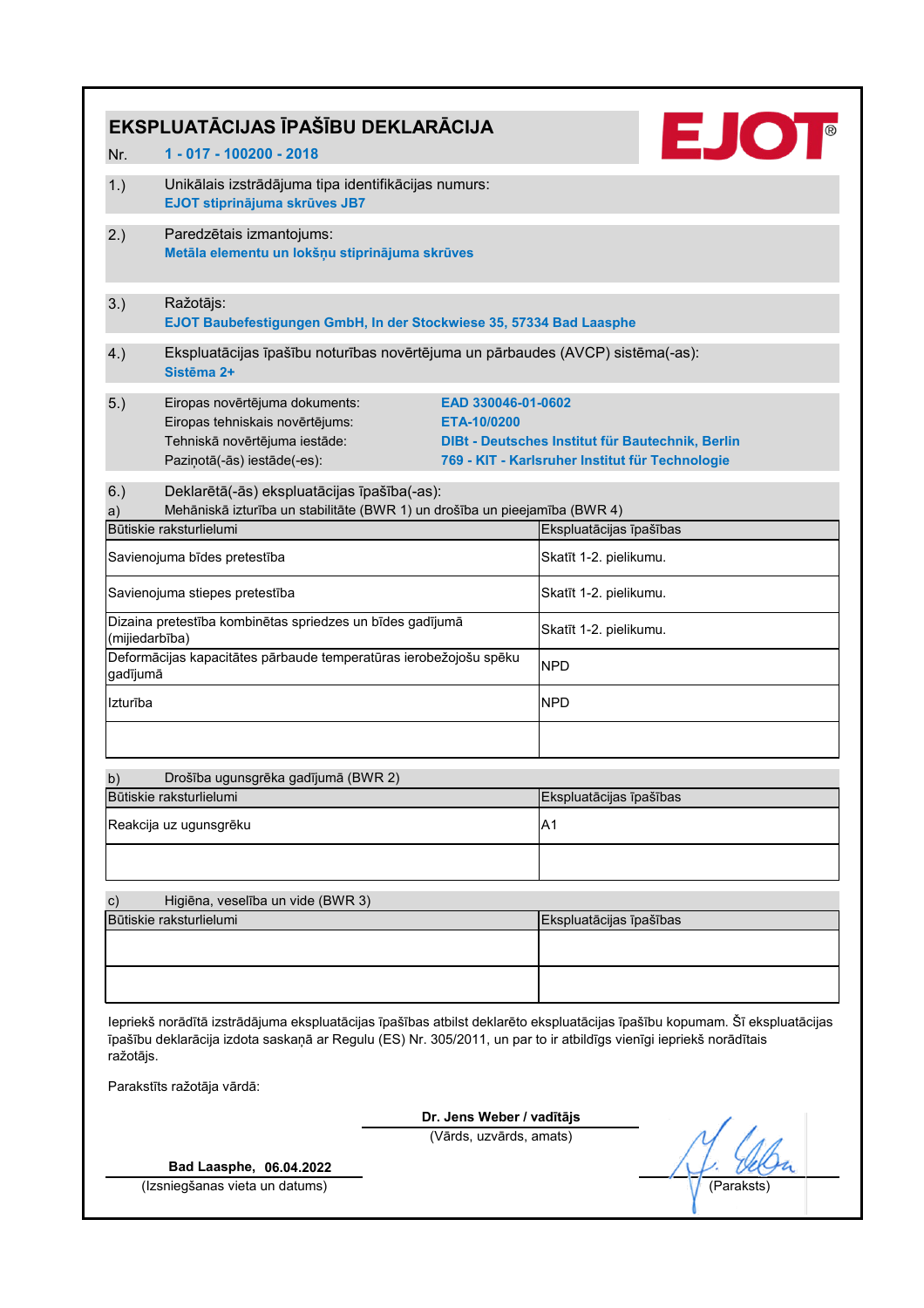# EKSPLUATĀCIJAS ĪPAŠĪBU DEKLARĀCIJA

Nr. **1 - 017 - 100200 - 2018**

EJOT®

1.) Unikālais izstrādājuma tipa identifikācijas numurs:
**EJOT stiprinājuma skrūves JB7**

2.) Paredzētais izmantojums:
**Metāla elementu un lokšņu stiprinājuma skrūves**

3.) Ražotājs:
**EJOT Baubefestigungen GmbH, In der Stockwiese 35, 57334 Bad Laasphe**

4.) Ekspluatācijas īpašību noturības novērtējuma un pārbaudes (AVCP) sistēma(-as):
**Sistēma 2+**

5.)

| | |
|---|---|
| Eiropas novērtējuma dokuments: | **EAD 330046-01-0602** |
| Eiropas tehniskais novērtējums: | **ETA-10/0200** |
| Tehniskā novērtējuma iestāde: | **DIBt - Deutsches Institut für Bautechnik, Berlin** |
| Paziņotā(-ās) iestāde(-es): | **769 - KIT - Karlsruher Institut für Technologie** |

6.) Deklarētā(-ās) ekspluatācijas īpašība(-as):

a) Mehāniskā izturība un stabilitāte (BWR 1) un drošība un pieejamība (BWR 4)

| Būtiskie raksturlielumi | Ekspluatācijas īpašības |
|---|---|
| Savienojuma bīdes pretestība | Skatīt 1-2. pielikumu. |
| Savienojuma stiepes pretestība | Skatīt 1-2. pielikumu. |
| Dizaina pretestība kombinētas spriedzes un bīdes gadījumā (mijiedarbība) | Skatīt 1-2. pielikumu. |
| Deformācijas kapacitātes pārbaude temperatūras ierobežojošu spēku gadījumā | NPD |
| Izturība | NPD |
| | |

b) Drošība ugunsgrēka gadījumā (BWR 2)

| Būtiskie raksturlielumi | Ekspluatācijas īpašības |
|---|---|
| Reakcija uz ugunsgrēku | A1 |
| | |

c) Higiēna, veselība un vide (BWR 3)

| Būtiskie raksturlielumi | Ekspluatācijas īpašības |
|---|---|
| | |
| | |

Iepriekš norādītā izstrādājuma ekspluatācijas īpašības atbilst deklarēto ekspluatācijas īpašību kopumam. Šī ekspluatācijas īpašību deklarācija izdota saskaņā ar Regulu (ES) Nr. 305/2011, un par to ir atbildīgs vienīgi iepriekš norādītais ražotājs.

Parakstīts ražotāja vārdā:

**Dr. Jens Weber / vadītājs**
(Vārds, uzvārds, amats)

**Bad Laasphe, 06.04.2022**
(Izsniegšanas vieta un datums)

(Paraksts)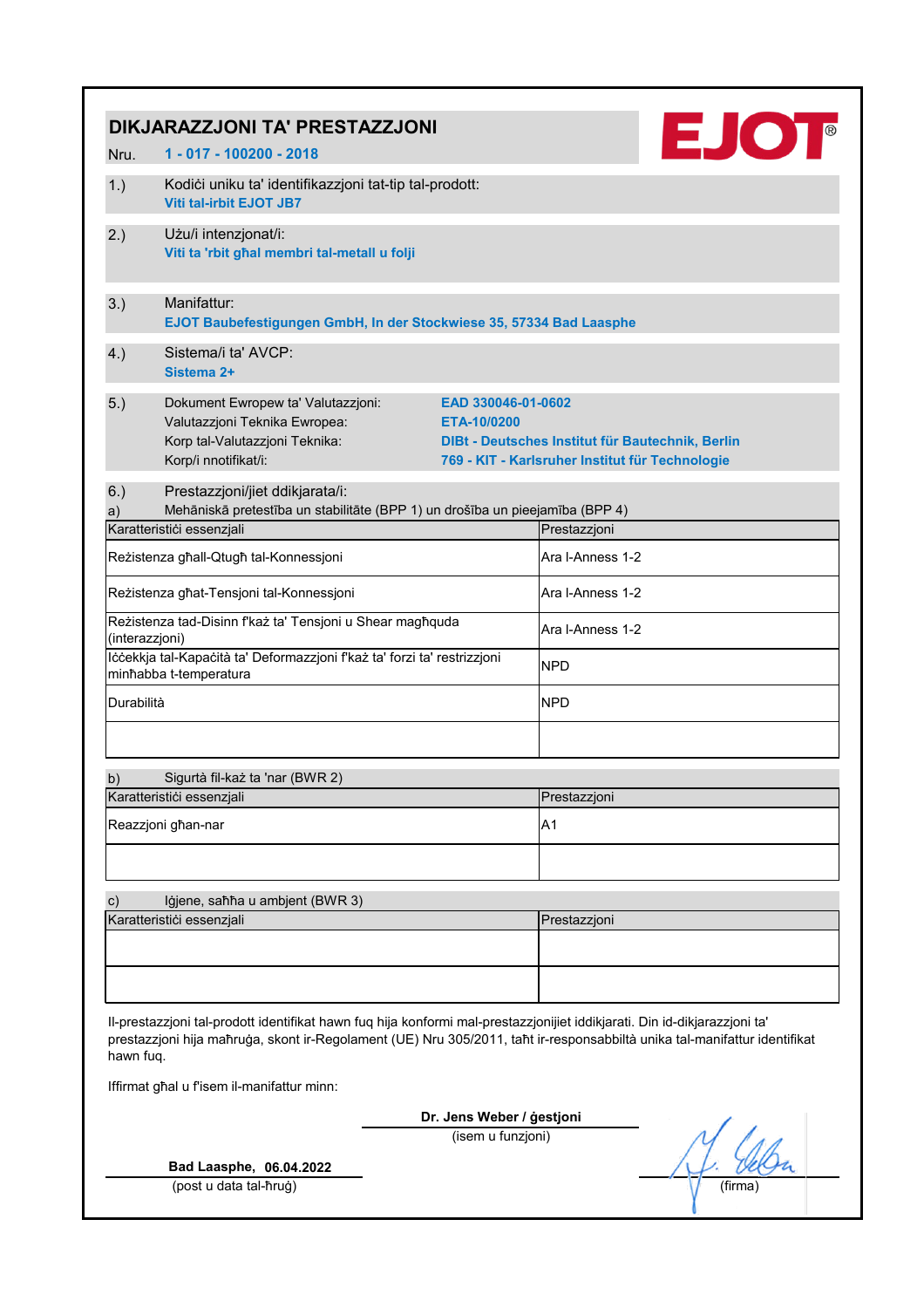# DIKJARAZZJONI TA' PRESTAZZJONI

Nru. **1 - 017 - 100200 - 2018**

EJOT®

1.) Kodiċi uniku ta' identifikazzjoni tat-tip tal-prodott:
**Viti tal-irbit EJOT JB7**

2.) Użu/i intenzjonat/i:
**Viti ta 'rbit għal membri tal-metall u folji**

3.) Manifattur:
**EJOT Baubefestigungen GmbH, In der Stockwiese 35, 57334 Bad Laasphe**

4.) Sistema/i ta' AVCP:
**Sistema 2+**

5.)

| | |
|---|---|
| Dokument Ewropew ta' Valutazzjoni: | **EAD 330046-01-0602** |
| Valutazzjoni Teknika Ewropea: | **ETA-10/0200** |
| Korp tal-Valutazzjoni Teknika: | **DIBt - Deutsches Institut für Bautechnik, Berlin** |
| Korp/i nnotifikat/i: | **769 - KIT - Karlsruher Institut für Technologie** |

6.) Prestazzjoni/jiet ddikjarata/i:

a) Mehāniskā pretestība un stabilitāte (BPP 1) un drošība un pieejamība (BPP 4)

| Karatteristiċi essenzjali | Prestazzjoni |
|---|---|
| Reżistenza għall-Qtugħ tal-Konnessjoni | Ara l-Anness 1-2 |
| Reżistenza għat-Tensjoni tal-Konnessjoni | Ara l-Anness 1-2 |
| Reżistenza tad-Disinn f'każ ta' Tensjoni u Shear magħquda (interazzjoni) | Ara l-Anness 1-2 |
| Iċċekkja tal-Kapaċità ta' Deformazzjoni f'każ ta' forzi ta' restrizzjoni minħabba t-temperatura | NPD |
| Durabilità | NPD |
| | |

b) Sigurtà fil-każ ta 'nar (BWR 2)

| Karatteristiċi essenzjali | Prestazzjoni |
|---|---|
| Reazzjoni għan-nar | A1 |
| | |

c) Iġjene, saħħa u ambjent (BWR 3)

| Karatteristiċi essenzjali | Prestazzjoni |
|---|---|
| | |
| | |

Il-prestazzjoni tal-prodott identifikat hawn fuq hija konformi mal-prestazzjonijiet iddikjarati. Din id-dikjarazzjoni ta' prestazzjoni hija maħruġa, skont ir-Regolament (UE) Nru 305/2011, taħt ir-responsabbiltà unika tal-manifattur identifikat hawn fuq.

Iffirmat għal u f'isem il-manifattur minn:

**Dr. Jens Weber / ġestjoni**
(isem u funzjoni)

**Bad Laasphe, 06.04.2022**
(post u data tal-ħruġ)

(firma)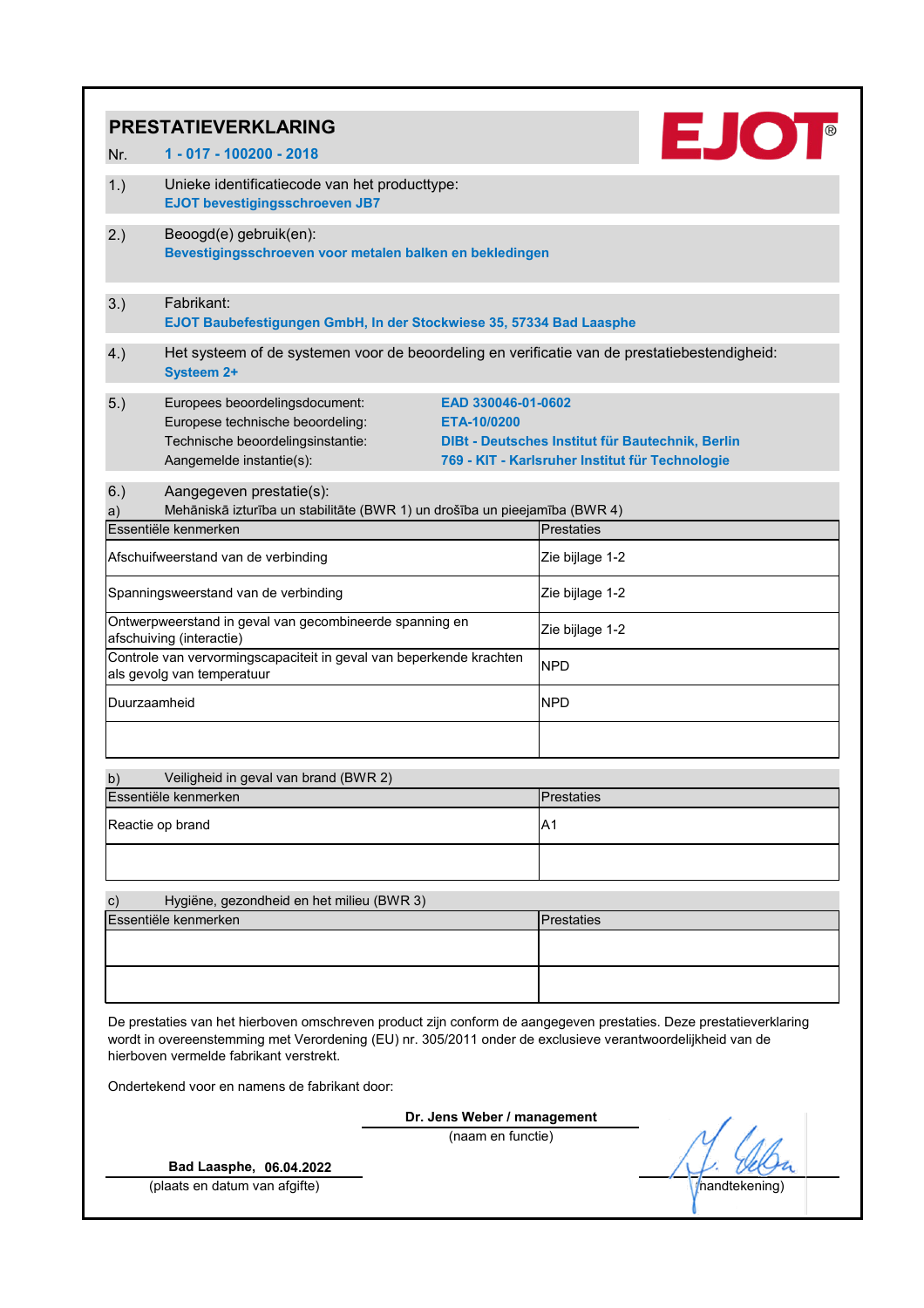# PRESTATIEVERKLARING

Nr. **1 - 017 - 100200 - 2018**

EJOT®

1.) Unieke identificatiecode van het producttype:
**EJOT bevestigingsschroeven JB7**

2.) Beoogd(e) gebruik(en):
**Bevestigingsschroeven voor metalen balken en bekledingen**

3.) Fabrikant:
**EJOT Baubefestigungen GmbH, In der Stockwiese 35, 57334 Bad Laasphe**

4.) Het systeem of de systemen voor de beoordeling en verificatie van de prestatiebestendigheid:
**Systeem 2+**

5.)

| | |
|---|---|
| Europees beoordelingsdocument: | **EAD 330046-01-0602** |
| Europese technische beoordeling: | **ETA-10/0200** |
| Technische beoordelingsinstantie: | **DIBt - Deutsches Institut für Bautechnik, Berlin** |
| Aangemelde instantie(s): | **769 - KIT - Karlsruher Institut für Technologie** |

6.) Aangegeven prestatie(s):

a) Mehāniskā izturība un stabilitāte (BWR 1) un drošība un pieejamība (BWR 4)

| Essentiële kenmerken | Prestaties |
|---|---|
| Afschuifweerstand van de verbinding | Zie bijlage 1-2 |
| Spanningsweerstand van de verbinding | Zie bijlage 1-2 |
| Ontwerpweerstand in geval van gecombineerde spanning en afschuiving (interactie) | Zie bijlage 1-2 |
| Controle van vervormingscapaciteit in geval van beperkende krachten als gevolg van temperatuur | NPD |
| Duurzaamheid | NPD |
| | |

b) Veiligheid in geval van brand (BWR 2)

| Essentiële kenmerken | Prestaties |
|---|---|
| Reactie op brand | A1 |
| | |

c) Hygiëne, gezondheid en het milieu (BWR 3)

| Essentiële kenmerken | Prestaties |
|---|---|
| | |
| | |

De prestaties van het hierboven omschreven product zijn conform de aangegeven prestaties. Deze prestatieverklaring wordt in overeenstemming met Verordening (EU) nr. 305/2011 onder de exclusieve verantwoordelijkheid van de hierboven vermelde fabrikant verstrekt.

Ondertekend voor en namens de fabrikant door:

**Dr. Jens Weber / management**
(naam en functie)

**Bad Laasphe, 06.04.2022**
(plaats en datum van afgifte)

(handtekening)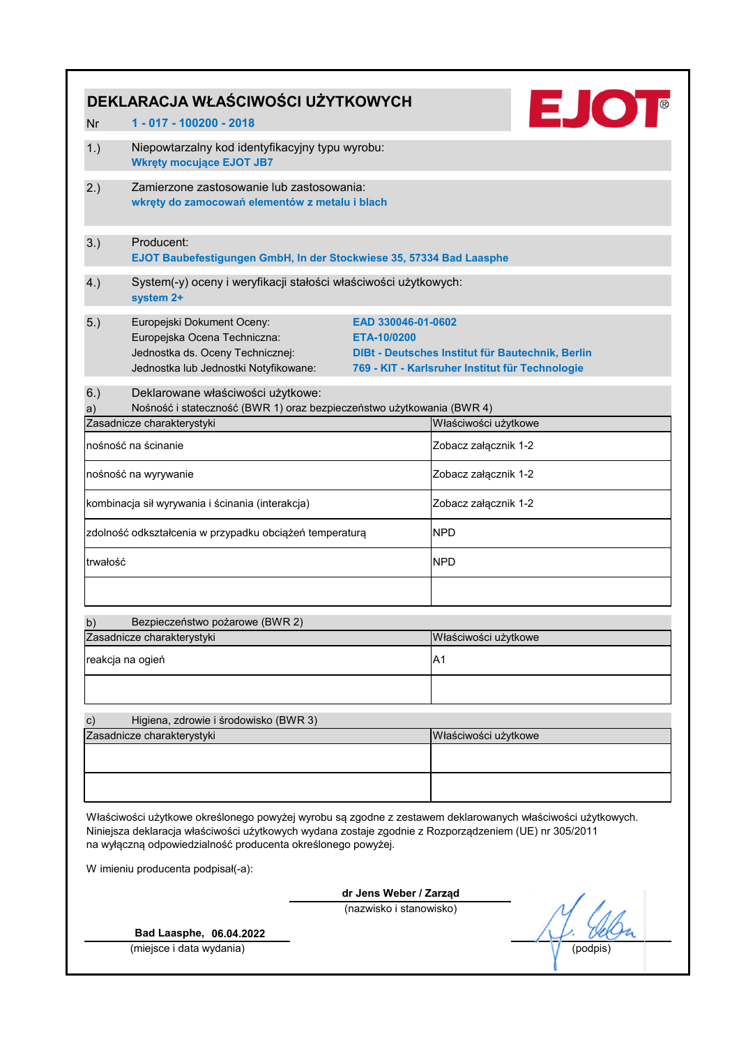# DEKLARACJA WŁAŚCIWOŚCI UŻYTKOWYCH

Nr **1 - 017 - 100200 - 2018**

EJOT®

1.) Niepowtarzalny kod identyfikacyjny typu wyrobu:
**Wkręty mocujące EJOT JB7**

2.) Zamierzone zastosowanie lub zastosowania:
**wkręty do zamocowań elementów z metalu i blach**

3.) Producent:
**EJOT Baubefestigungen GmbH, In der Stockwiese 35, 57334 Bad Laasphe**

4.) System(-y) oceny i weryfikacji stałości właściwości użytkowych:
**system 2+**

5.)

| | |
|---|---|
| Europejski Dokument Oceny: | **EAD 330046-01-0602** |
| Europejska Ocena Techniczna: | **ETA-10/0200** |
| Jednostka ds. Oceny Technicznej: | **DIBt - Deutsches Institut für Bautechnik, Berlin** |
| Jednostka lub Jednostki Notyfikowane: | **769 - KIT - Karlsruher Institut für Technologie** |

6.) Deklarowane właściwości użytkowe:

a) Nośność i stateczność (BWR 1) oraz bezpieczeństwo użytkowania (BWR 4)

| Zasadnicze charakterystyki | Właściwości użytkowe |
|---|---|
| nośność na ścinanie | Zobacz załącznik 1-2 |
| nośność na wyrywanie | Zobacz załącznik 1-2 |
| kombinacja sił wyrywania i ścinania (interakcja) | Zobacz załącznik 1-2 |
| zdolność odkształcenia w przypadku obciążeń temperaturą | NPD |
| trwałość | NPD |
| | |

b) Bezpieczeństwo pożarowe (BWR 2)

| Zasadnicze charakterystyki | Właściwości użytkowe |
|---|---|
| reakcja na ogień | A1 |
| | |

c) Higiena, zdrowie i środowisko (BWR 3)

| Zasadnicze charakterystyki | Właściwości użytkowe |
|---|---|
| | |
| | |

Właściwości użytkowe określonego powyżej wyrobu są zgodne z zestawem deklarowanych właściwości użytkowych.
Niniejsza deklaracja właściwości użytkowych wydana zostaje zgodnie z Rozporządzeniem (UE) nr 305/2011
na wyłączną odpowiedzialność producenta określonego powyżej.

W imieniu producenta podpisał(-a):

**dr Jens Weber / Zarząd**
(nazwisko i stanowisko)

**Bad Laasphe, 06.04.2022**
(miejsce i data wydania)

(podpis)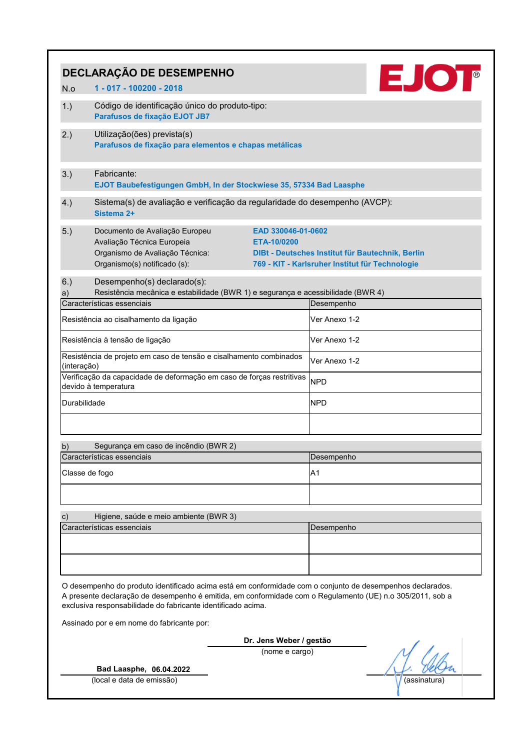# DECLARAÇÃO DE DESEMPENHO

N.o **1 - 017 - 100200 - 2018**

EJOT®

1.) Código de identificação único do produto-tipo:
**Parafusos de fixação EJOT JB7**

2.) Utilização(ões) prevista(s)
**Parafusos de fixação para elementos e chapas metálicas**

3.) Fabricante:
**EJOT Baubefestigungen GmbH, In der Stockwiese 35, 57334 Bad Laasphe**

4.) Sistema(s) de avaliação e verificação da regularidade do desempenho (AVCP):
**Sistema 2+**

5.)

| | |
|---|---|
| Documento de Avaliação Europeu | **EAD 330046-01-0602** |
| Avaliação Técnica Europeia | **ETA-10/0200** |
| Organismo de Avaliação Técnica: | **DIBt - Deutsches Institut für Bautechnik, Berlin** |
| Organismo(s) notificado (s): | **769 - KIT - Karlsruher Institut für Technologie** |

6.) Desempenho(s) declarado(s):

a) Resistência mecânica e estabilidade (BWR 1) e segurança e acessibilidade (BWR 4)

| Características essenciais | Desempenho |
|---|---|
| Resistência ao cisalhamento da ligação | Ver Anexo 1-2 |
| Resistência à tensão de ligação | Ver Anexo 1-2 |
| Resistência de projeto em caso de tensão e cisalhamento combinados (interação) | Ver Anexo 1-2 |
| Verificação da capacidade de deformação em caso de forças restritivas devido à temperatura | NPD |
| Durabilidade | NPD |
| | |

b) Segurança em caso de incêndio (BWR 2)

| Características essenciais | Desempenho |
|---|---|
| Classe de fogo | A1 |
| | |

c) Higiene, saúde e meio ambiente (BWR 3)

| Características essenciais | Desempenho |
|---|---|
| | |
| | |

O desempenho do produto identificado acima está em conformidade com o conjunto de desempenhos declarados. A presente declaração de desempenho é emitida, em conformidade com o Regulamento (UE) n.o 305/2011, sob a exclusiva responsabilidade do fabricante identificado acima.

Assinado por e em nome do fabricante por:

**Dr. Jens Weber / gestão**
(nome e cargo)

**Bad Laasphe, 06.04.2022**
(local e data de emissão)

(assinatura)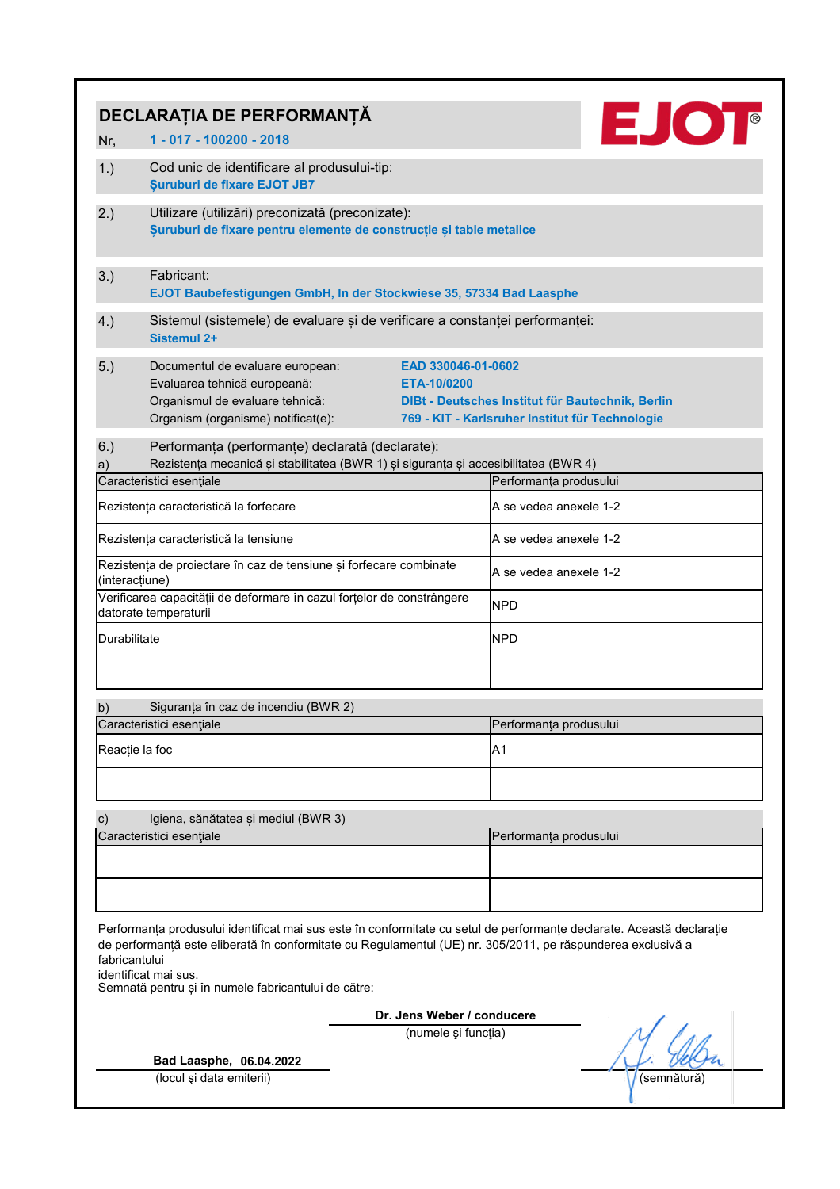# DECLARAȚIA DE PERFORMANȚĂ

Nr, **1 - 017 - 100200 - 2018**

EJOT®

1.) Cod unic de identificare al produsului-tip:
**Șuruburi de fixare EJOT JB7**

2.) Utilizare (utilizări) preconizată (preconizate):
**Șuruburi de fixare pentru elemente de construcție și table metalice**

3.) Fabricant:
**EJOT Baubefestigungen GmbH, In der Stockwiese 35, 57334 Bad Laasphe**

4.) Sistemul (sistemele) de evaluare și de verificare a constanței performanței:
**Sistemul 2+**

5.)

| | |
|---|---|
| Documentul de evaluare european: | **EAD 330046-01-0602** |
| Evaluarea tehnică europeană: | **ETA-10/0200** |
| Organismul de evaluare tehnică: | **DIBt - Deutsches Institut für Bautechnik, Berlin** |
| Organism (organisme) notificat(e): | **769 - KIT - Karlsruher Institut für Technologie** |

6.) Performanța (performanțe) declarată (declarate):

a) Rezistența mecanică și stabilitatea (BWR 1) și siguranța și accesibilitatea (BWR 4)

| Caracteristici esențiale | Performanța produsului |
|---|---|
| Rezistența caracteristică la forfecare | A se vedea anexele 1-2 |
| Rezistența caracteristică la tensiune | A se vedea anexele 1-2 |
| Rezistența de proiectare în caz de tensiune și forfecare combinate (interacțiune) | A se vedea anexele 1-2 |
| Verificarea capacității de deformare în cazul forțelor de constrângere datorate temperaturii | NPD |
| Durabilitate | NPD |
| | |

b) Siguranța în caz de incendiu (BWR 2)

| Caracteristici esențiale | Performanța produsului |
|---|---|
| Reacție la foc | A1 |
| | |

c) Igiena, sănătatea și mediul (BWR 3)

| Caracteristici esențiale | Performanța produsului |
|---|---|
| | |
| | |

Performanța produsului identificat mai sus este în conformitate cu setul de performanțe declarate. Această declarație de performanță este eliberată în conformitate cu Regulamentul (UE) nr. 305/2011, pe răspunderea exclusivă a fabricantului
identificat mai sus.
Semnată pentru și în numele fabricantului de către:

**Dr. Jens Weber / conducere**
(numele și funcția)

**Bad Laasphe, 06.04.2022**
(locul și data emiterii)

(semnătură)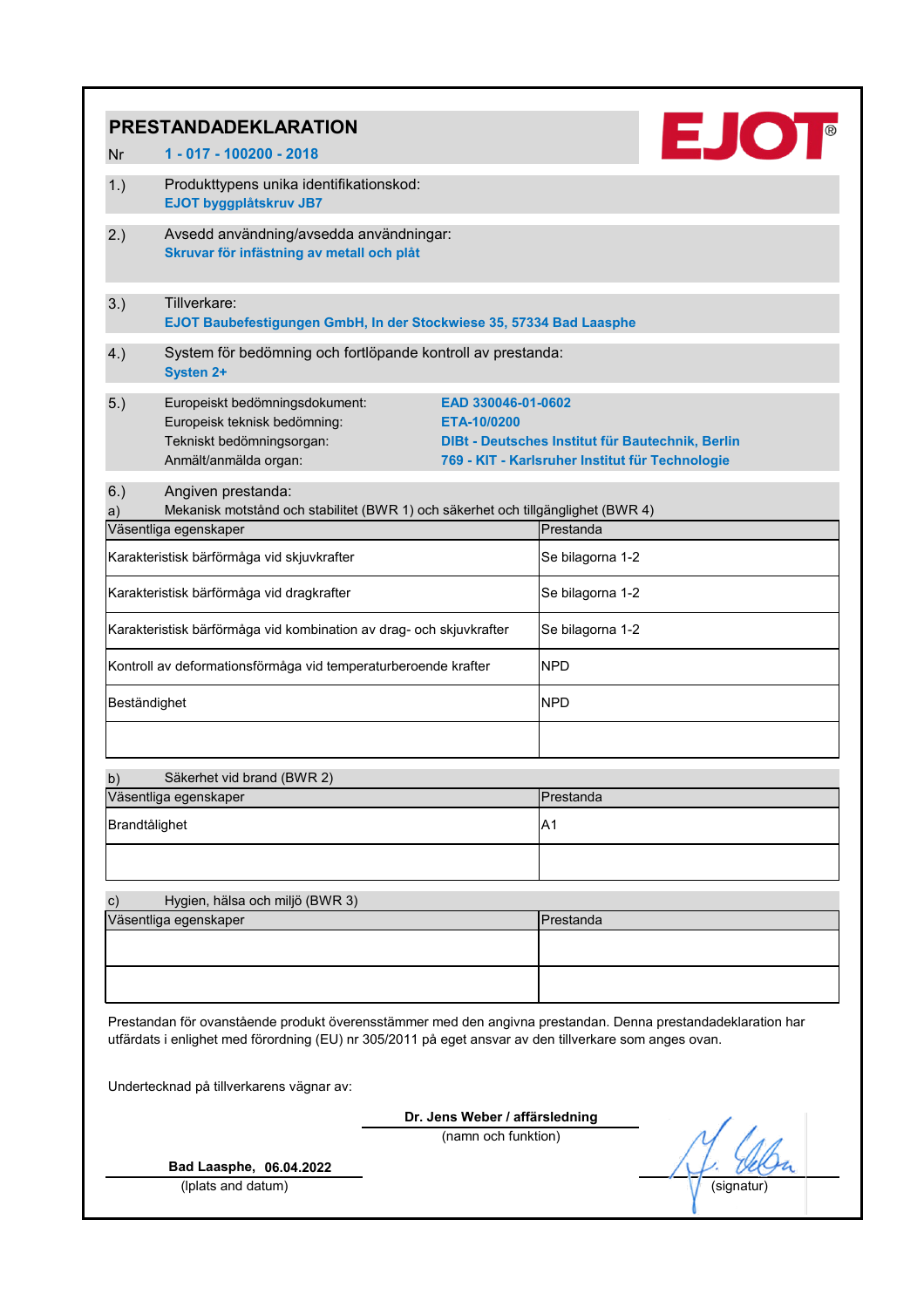# PRESTANDADEKLARATION

Nr **1 - 017 - 100200 - 2018**

EJOT®

1.) Produkttypens unika identifikationskod:
**EJOT byggplåtskruv JB7**

2.) Avsedd användning/avsedda användningar:
**Skruvar för infästning av metall och plåt**

3.) Tillverkare:
**EJOT Baubefestigungen GmbH, In der Stockwiese 35, 57334 Bad Laasphe**

4.) System för bedömning och fortlöpande kontroll av prestanda:
**Systen 2+**

5.)

| | |
|---|---|
| Europeiskt bedömningsdokument: | **EAD 330046-01-0602** |
| Europeisk teknisk bedömning: | **ETA-10/0200** |
| Tekniskt bedömningsorgan: | **DIBt - Deutsches Institut für Bautechnik, Berlin** |
| Anmält/anmälda organ: | **769 - KIT - Karlsruher Institut für Technologie** |

6.) Angiven prestanda:

a) Mekanisk motstånd och stabilitet (BWR 1) och säkerhet och tillgänglighet (BWR 4)

| Väsentliga egenskaper | Prestanda |
|---|---|
| Karakteristisk bärförmåga vid skjuvkrafter | Se bilagorna 1-2 |
| Karakteristisk bärförmåga vid dragkrafter | Se bilagorna 1-2 |
| Karakteristisk bärförmåga vid kombination av drag- och skjuvkrafter | Se bilagorna 1-2 |
| Kontroll av deformationsförmåga vid temperaturberoende krafter | NPD |
| Beständighet | NPD |
| | |

b) Säkerhet vid brand (BWR 2)

| Väsentliga egenskaper | Prestanda |
|---|---|
| Brandtålighet | A1 |
| | |

c) Hygien, hälsa och miljö (BWR 3)

| Väsentliga egenskaper | Prestanda |
|---|---|
| | |
| | |

Prestandan för ovanstående produkt överensstämmer med den angivna prestandan. Denna prestandadeklaration har utfärdats i enlighet med förordning (EU) nr 305/2011 på eget ansvar av den tillverkare som anges ovan.

Undertecknad på tillverkarens vägnar av:

**Dr. Jens Weber / affärsledning**
(namn och funktion)

**Bad Laasphe, 06.04.2022**
(Iplats and datum)

(signatur)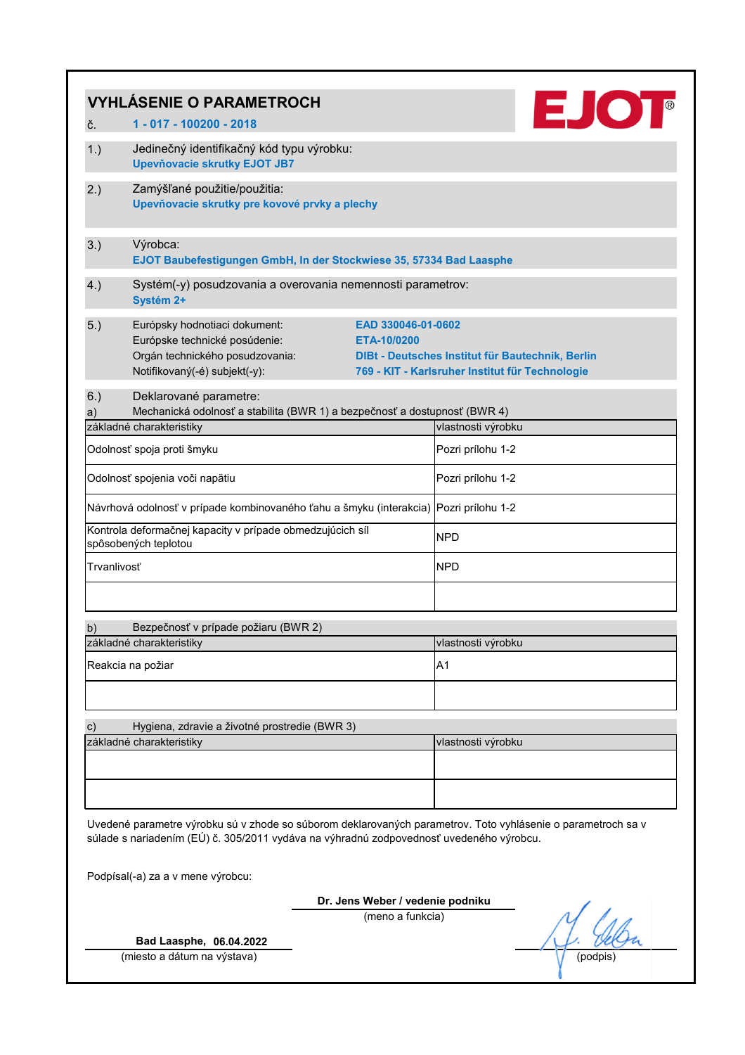# VYHLÁSENIE O PARAMETROCH

č. **1 - 017 - 100200 - 2018**

EJOT®

1.) Jedinečný identifikačný kód typu výrobku:
**Upevňovacie skrutky EJOT JB7**

2.) Zamýšľané použitie/použitia:
**Upevňovacie skrutky pre kovové prvky a plechy**

3.) Výrobca:
**EJOT Baubefestigungen GmbH, In der Stockwiese 35, 57334 Bad Laasphe**

4.) Systém(-y) posudzovania a overovania nemennosti parametrov:
**Systém 2+**

5.)

| | |
|---|---|
| Európsky hodnotiaci dokument: | **EAD 330046-01-0602** |
| Európske technické posúdenie: | **ETA-10/0200** |
| Orgán technického posudzovania: | **DIBt - Deutsches Institut für Bautechnik, Berlin** |
| Notifikovaný(-é) subjekt(-y): | **769 - KIT - Karlsruher Institut für Technologie** |

6.) Deklarované parametre:

a) Mechanická odolnosť a stabilita (BWR 1) a bezpečnosť a dostupnosť (BWR 4)

| základné charakteristiky | vlastnosti výrobku |
|---|---|
| Odolnosť spoja proti šmyku | Pozri prílohu 1-2 |
| Odolnosť spojenia voči napätiu | Pozri prílohu 1-2 |
| Návrhová odolnosť v prípade kombinovaného ťahu a šmyku (interakcia) | Pozri prílohu 1-2 |
| Kontrola deformačnej kapacity v prípade obmedzujúcich síl spôsobených teplotou | NPD |
| Trvanlivosť | NPD |
| | |

b) Bezpečnosť v prípade požiaru (BWR 2)

| základné charakteristiky | vlastnosti výrobku |
|---|---|
| Reakcia na požiar | A1 |
| | |

c) Hygiena, zdravie a životné prostredie (BWR 3)

| základné charakteristiky | vlastnosti výrobku |
|---|---|
| | |
| | |

Uvedené parametre výrobku sú v zhode so súborom deklarovaných parametrov. Toto vyhlásenie o parametroch sa v súlade s nariadením (EÚ) č. 305/2011 vydáva na výhradnú zodpovednosť uvedeného výrobcu.

Podpísal(-a) za a v mene výrobcu:

**Dr. Jens Weber / vedenie podniku**
(meno a funkcia)

**Bad Laasphe, 06.04.2022**
(miesto a dátum na výstava)

(podpis)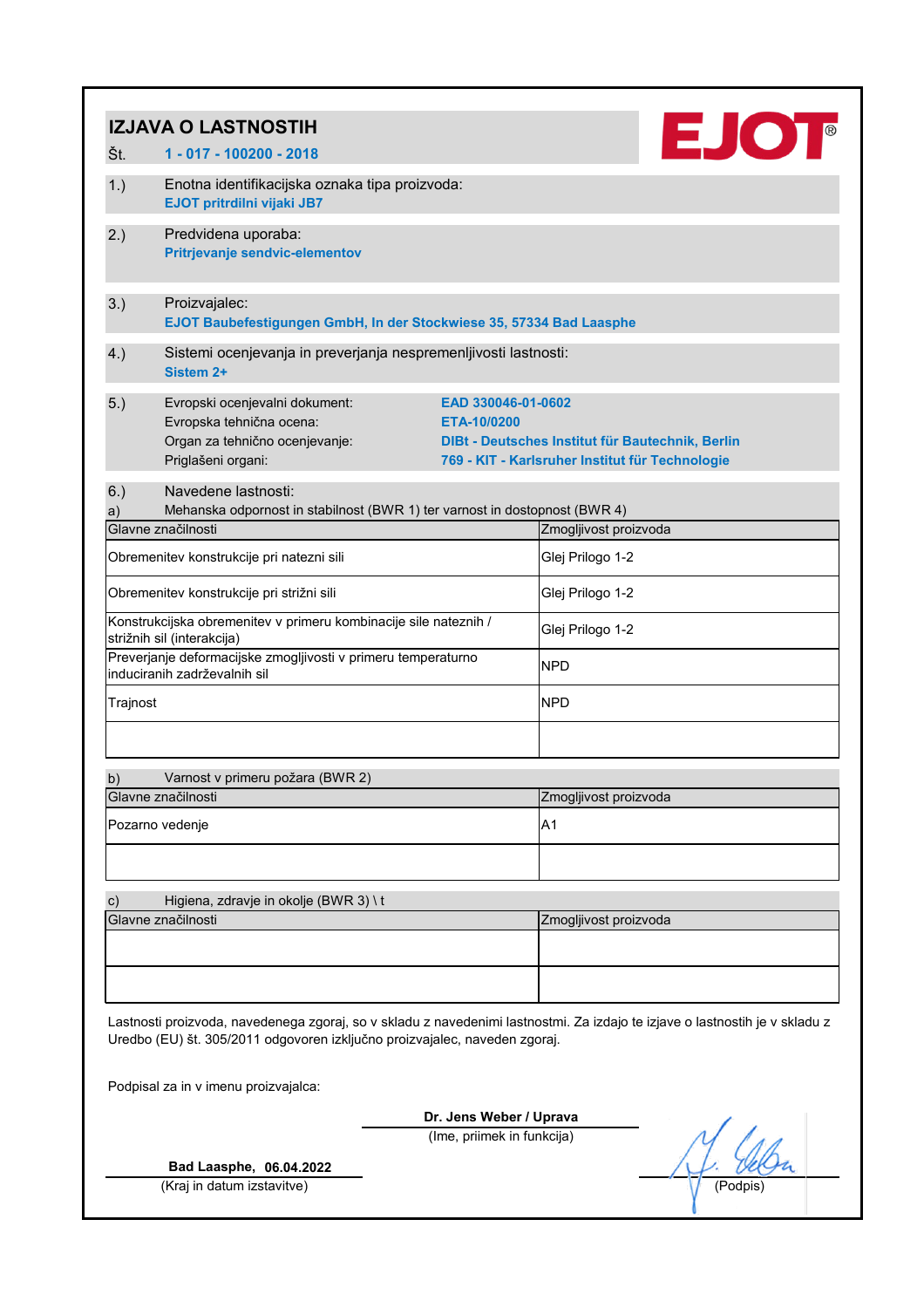# IZJAVA O LASTNOSTIH

Št. **1 - 017 - 100200 - 2018**

EJOT®

1.) Enotna identifikacijska oznaka tipa proizvoda:
**EJOT pritrdilni vijaki JB7**

2.) Predvidena uporaba:
**Pritrjevanje sendvic-elementov**

3.) Proizvajalec:
**EJOT Baubefestigungen GmbH, In der Stockwiese 35, 57334 Bad Laasphe**

4.) Sistemi ocenjevanja in preverjanja nespremenljivosti lastnosti:
**Sistem 2+**

5.) Evropski ocenjevalni dokument: **EAD 330046-01-0602**
Evropska tehnična ocena: **ETA-10/0200**
Organ za tehnično ocenjevanje: **DIBt - Deutsches Institut für Bautechnik, Berlin**
Priglašeni organi: **769 - KIT - Karlsruher Institut für Technologie**

6.) Navedene lastnosti:

a) Mehanska odpornost in stabilnost (BWR 1) ter varnost in dostopnost (BWR 4)

| Glavne značilnosti | Zmogljivost proizvoda |
|---|---|
| Obremenitev konstrukcije pri natezni sili | Glej Prilogo 1-2 |
| Obremenitev konstrukcije pri strižni sili | Glej Prilogo 1-2 |
| Konstrukcijska obremenitev v primeru kombinacije sile nateznih / strižnih sil (interakcija) | Glej Prilogo 1-2 |
| Preverjanje deformacijske zmogljivosti v primeru temperaturno induciranih zadrževalnih sil | NPD |
| Trajnost | NPD |
| | |

b) Varnost v primeru požara (BWR 2)

| Glavne značilnosti | Zmogljivost proizvoda |
|---|---|
| Pozarno vedenje | A1 |
| | |

c) Higiena, zdravje in okolje (BWR 3) \ t

| Glavne značilnosti | Zmogljivost proizvoda |
|---|---|
| | |
| | |

Lastnosti proizvoda, navedenega zgoraj, so v skladu z navedenimi lastnostmi. Za izdajo te izjave o lastnostih je v skladu z Uredbo (EU) št. 305/2011 odgovoren izključno proizvajalec, naveden zgoraj.

Podpisal za in v imenu proizvajalca:

**Dr. Jens Weber / Uprava**
(Ime, priimek in funkcija)

**Bad Laasphe, 06.04.2022**
(Kraj in datum izstavitve)

(Podpis)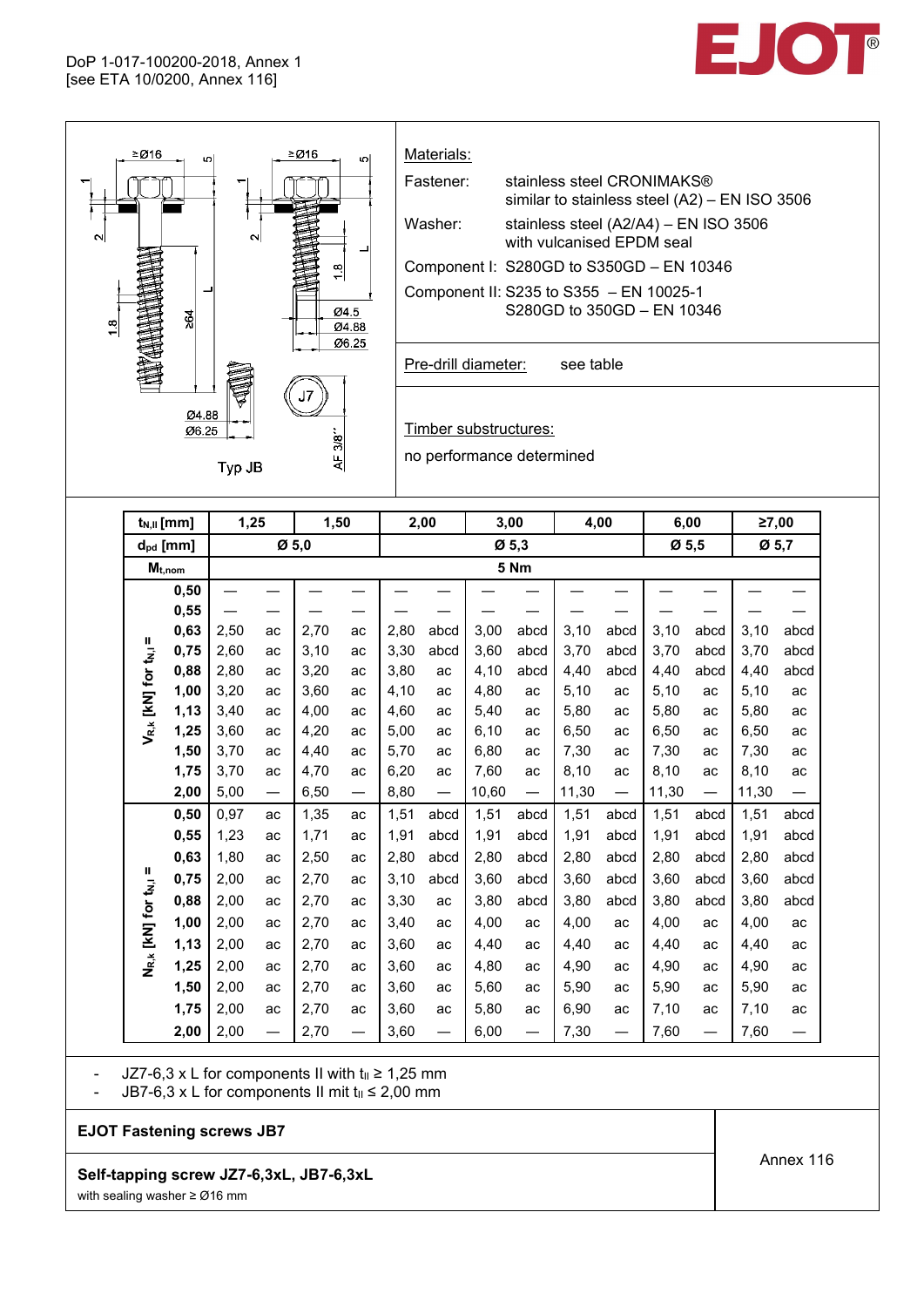DoP 1-017-100200-2018, Annex 1
[see ETA 10/0200, Annex 116]

EJOT®

Typ JB

**Materials:**

| | |
|---|---|
| Fastener: | stainless steel CRONIMAKS® similar to stainless steel (A2) – EN ISO 3506 |
| Washer: | stainless steel (A2/A4) – EN ISO 3506 with vulcanised EPDM seal |
| Component I: | S280GD to S350GD – EN 10346 |
| Component II: | S235 to S355 – EN 10025-1<br>S280GD to 350GD – EN 10346 |

**Pre-drill diameter:** see table

**Timber substructures:**

no performance determined

| $t_{N,II}$ [mm] | | 1,25 | | 1,50 | | 2,00 | | 3,00 | | 4,00 | | 6,00 | | ≥7,00 | |
|---|---|---|---|---|---|---|---|---|---|---|---|---|---|---|---|
| $d_{pd}$ [mm] | | Ø 5,0 | | | | Ø 5,3 | | | | | | Ø 5,5 | | Ø 5,7 | |
| $M_{t,nom}$ | | 5 Nm | | | | | | | | | | | | | |
| $V_{R,k}$ [kN] for $t_{N,I}$ = | 0,50 | — | — | — | — | — | — | — | — | — | — | — | — | — | — |
| | 0,55 | — | — | — | — | — | — | — | — | — | — | — | — | — | — |
| | 0,63 | 2,50 | ac | 2,70 | ac | 2,80 | abcd | 3,00 | abcd | 3,10 | abcd | 3,10 | abcd | 3,10 | abcd |
| | 0,75 | 2,60 | ac | 3,10 | ac | 3,30 | abcd | 3,60 | abcd | 3,70 | abcd | 3,70 | abcd | 3,70 | abcd |
| | 0,88 | 2,80 | ac | 3,20 | ac | 3,80 | ac | 4,10 | abcd | 4,40 | abcd | 4,40 | abcd | 4,40 | abcd |
| | 1,00 | 3,20 | ac | 3,60 | ac | 4,10 | ac | 4,80 | ac | 5,10 | ac | 5,10 | ac | 5,10 | ac |
| | 1,13 | 3,40 | ac | 4,00 | ac | 4,60 | ac | 5,40 | ac | 5,80 | ac | 5,80 | ac | 5,80 | ac |
| | 1,25 | 3,60 | ac | 4,20 | ac | 5,00 | ac | 6,10 | ac | 6,50 | ac | 6,50 | ac | 6,50 | ac |
| | 1,50 | 3,70 | ac | 4,40 | ac | 5,70 | ac | 6,80 | ac | 7,30 | ac | 7,30 | ac | 7,30 | ac |
| | 1,75 | 3,70 | ac | 4,70 | ac | 6,20 | ac | 7,60 | ac | 8,10 | ac | 8,10 | ac | 8,10 | ac |
| | 2,00 | 5,00 | — | 6,50 | — | 8,80 | — | 10,60 | — | 11,30 | — | 11,30 | — | 11,30 | — |
| $N_{R,k}$ [kN] for $t_{N,I}$ = | 0,50 | 0,97 | ac | 1,35 | ac | 1,51 | abcd | 1,51 | abcd | 1,51 | abcd | 1,51 | abcd | 1,51 | abcd |
| | 0,55 | 1,23 | ac | 1,71 | ac | 1,91 | abcd | 1,91 | abcd | 1,91 | abcd | 1,91 | abcd | 1,91 | abcd |
| | 0,63 | 1,80 | ac | 2,50 | ac | 2,80 | abcd | 2,80 | abcd | 2,80 | abcd | 2,80 | abcd | 2,80 | abcd |
| | 0,75 | 2,00 | ac | 2,70 | ac | 3,10 | abcd | 3,60 | abcd | 3,60 | abcd | 3,60 | abcd | 3,60 | abcd |
| | 0,88 | 2,00 | ac | 2,70 | ac | 3,30 | ac | 3,80 | abcd | 3,80 | abcd | 3,80 | abcd | 3,80 | abcd |
| | 1,00 | 2,00 | ac | 2,70 | ac | 3,40 | ac | 4,00 | ac | 4,00 | ac | 4,00 | ac | 4,00 | ac |
| | 1,13 | 2,00 | ac | 2,70 | ac | 3,60 | ac | 4,40 | ac | 4,40 | ac | 4,40 | ac | 4,40 | ac |
| | 1,25 | 2,00 | ac | 2,70 | ac | 3,60 | ac | 4,80 | ac | 4,90 | ac | 4,90 | ac | 4,90 | ac |
| | 1,50 | 2,00 | ac | 2,70 | ac | 3,60 | ac | 5,60 | ac | 5,90 | ac | 5,90 | ac | 5,90 | ac |
| | 1,75 | 2,00 | ac | 2,70 | ac | 3,60 | ac | 5,80 | ac | 6,90 | ac | 7,10 | ac | 7,10 | ac |
| | 2,00 | 2,00 | — | 2,70 | — | 3,60 | — | 6,00 | — | 7,30 | — | 7,60 | — | 7,60 | — |

- JZ7-6,3 x L for components II with $t_{II}$ ≥ 1,25 mm
- JB7-6,3 x L for components II mit $t_{II}$ ≤ 2,00 mm

**EJOT Fastening screws JB7**

**Self-tapping screw JZ7-6,3xL, JB7-6,3xL**
with sealing washer ≥ Ø16 mm

Annex 116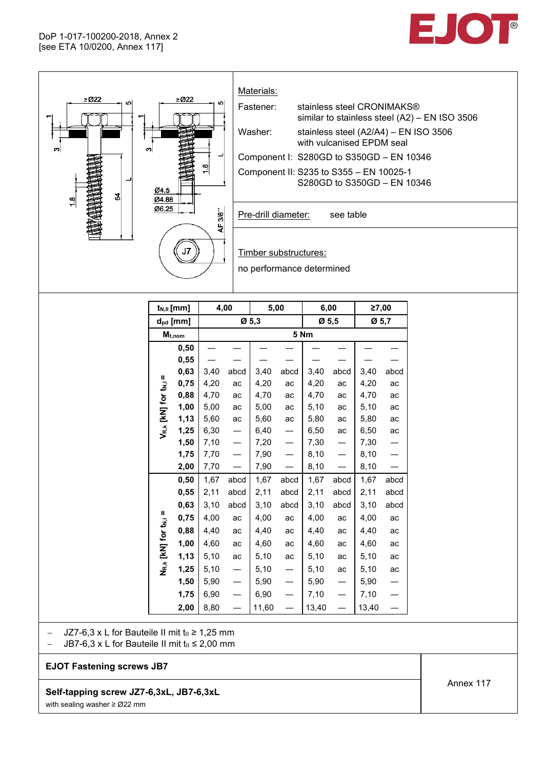DoP 1-017-100200-2018, Annex 2
[see ETA 10/0200, Annex 117]

EJOT®

≥Ø22 5 ≥Ø22 5
1 1
3 3
1.8 64 L L 1.8
Ø4.5
Ø4.88
Ø6.25
AF 3/8"
J7

Materials:

| | |
|---|---|
| Fastener: | stainless steel CRONIMAKS® similar to stainless steel (A2) – EN ISO 3506 |
| Washer: | stainless steel (A2/A4) – EN ISO 3506 with vulcanised EPDM seal |
| Component I: | S280GD to S350GD – EN 10346 |
| Component II: | S235 to S355 – EN 10025-1 S280GD to S350GD – EN 10346 |

Pre-drill diameter: see table

Timber substructures:

no performance determined

| | $t_{N,II}$ [mm] | 4,00 | | 5,00 | | 6,00 | | ≥7,00 | |
|---|---|---|---|---|---|---|---|---|---|
| | $d_{pd}$ [mm] | Ø 5,3 | | | | Ø 5,5 | | Ø 5,7 | |
| | $M_{t,nom}$ | 5 Nm | | | | | | | |
| $V_{R,k}$ [kN] for $t_{N,I}$ = | 0,50 | — | — | — | — | — | — | — | — |
| | 0,55 | — | — | — | — | — | — | — | — |
| | 0,63 | 3,40 | abcd | 3,40 | abcd | 3,40 | abcd | 3,40 | abcd |
| | 0,75 | 4,20 | ac | 4,20 | ac | 4,20 | ac | 4,20 | ac |
| | 0,88 | 4,70 | ac | 4,70 | ac | 4,70 | ac | 4,70 | ac |
| | 1,00 | 5,00 | ac | 5,00 | ac | 5,10 | ac | 5,10 | ac |
| | 1,13 | 5,60 | ac | 5,60 | ac | 5,80 | ac | 5,80 | ac |
| | 1,25 | 6,30 | — | 6,40 | — | 6,50 | ac | 6,50 | ac |
| | 1,50 | 7,10 | — | 7,20 | — | 7,30 | — | 7,30 | — |
| | 1,75 | 7,70 | — | 7,90 | — | 8,10 | — | 8,10 | — |
| | 2,00 | 7,70 | — | 7,90 | — | 8,10 | — | 8,10 | — |
| $N_{R,k}$ [kN] for $t_{N,I}$ = | 0,50 | 1,67 | abcd | 1,67 | abcd | 1,67 | abcd | 1,67 | abcd |
| | 0,55 | 2,11 | abcd | 2,11 | abcd | 2,11 | abcd | 2,11 | abcd |
| | 0,63 | 3,10 | abcd | 3,10 | abcd | 3,10 | abcd | 3,10 | abcd |
| | 0,75 | 4,00 | ac | 4,00 | ac | 4,00 | ac | 4,00 | ac |
| | 0,88 | 4,40 | ac | 4,40 | ac | 4,40 | ac | 4,40 | ac |
| | 1,00 | 4,60 | ac | 4,60 | ac | 4,60 | ac | 4,60 | ac |
| | 1,13 | 5,10 | ac | 5,10 | ac | 5,10 | ac | 5,10 | ac |
| | 1,25 | 5,10 | — | 5,10 | — | 5,10 | ac | 5,10 | ac |
| | 1,50 | 5,90 | — | 5,90 | — | 5,90 | — | 5,90 | — |
| | 1,75 | 6,90 | — | 6,90 | — | 7,10 | — | 7,10 | — |
| | 2,00 | 8,80 | — | 11,60 | — | 13,40 | — | 13,40 | — |

- JZ7-6,3 x L for Bauteile II mit $t_{II}$ ≥ 1,25 mm
- JB7-6,3 x L for Bauteile II mit $t_{II}$ ≤ 2,00 mm

**EJOT Fastening screws JB7**

**Self-tapping screw JZ7-6,3xL, JB7-6,3xL**

with sealing washer ≥ Ø22 mm

Annex 117